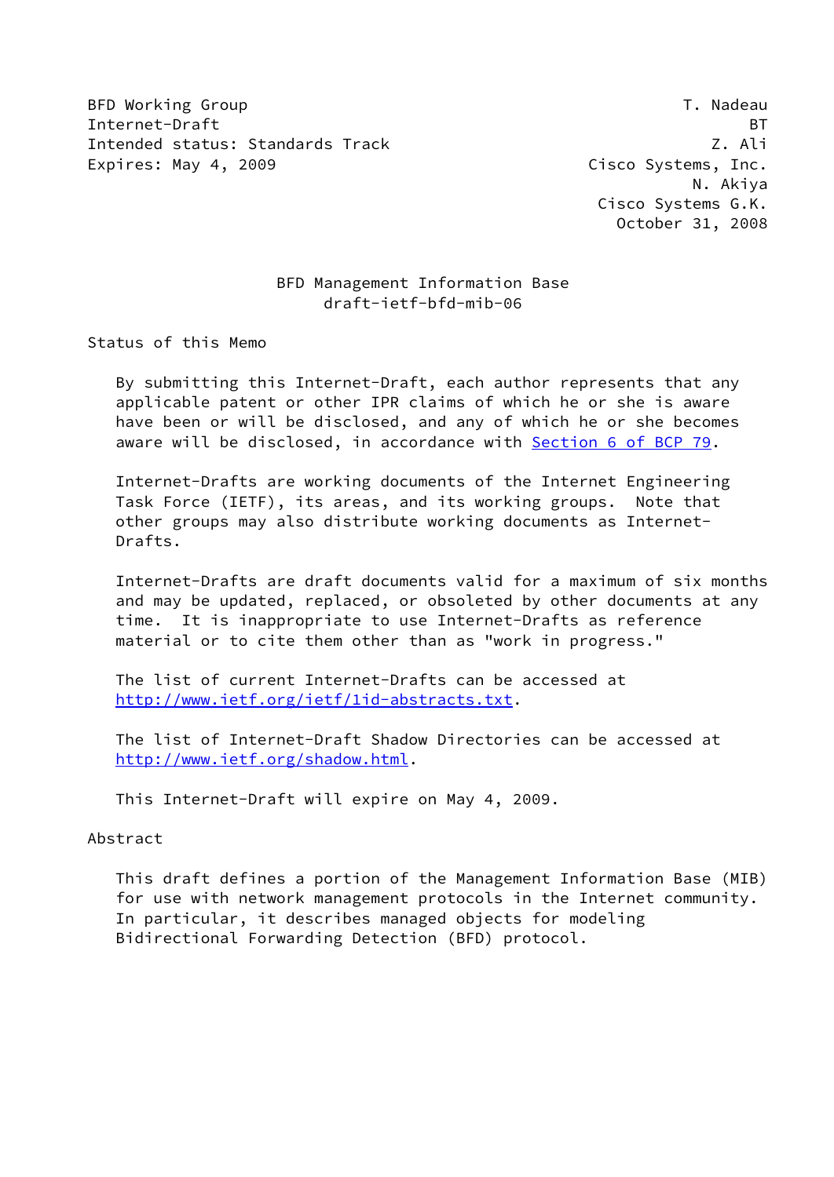BFD Working Group T. Nadeau
Internet-Draft BT
Intended status: Standards Track Z. Ali
Expires: May 4, 2009 Cisco Systems, Inc.
N. Akiya
Cisco Systems G.K.
October 31, 2008

# BFD Management Information Base
draft-ietf-bfd-mib-06

## Status of this Memo

By submitting this Internet-Draft, each author represents that any applicable patent or other IPR claims of which he or she is aware have been or will be disclosed, and any of which he or she becomes aware will be disclosed, in accordance with Section 6 of BCP 79.

Internet-Drafts are working documents of the Internet Engineering Task Force (IETF), its areas, and its working groups. Note that other groups may also distribute working documents as Internet-Drafts.

Internet-Drafts are draft documents valid for a maximum of six months and may be updated, replaced, or obsoleted by other documents at any time. It is inappropriate to use Internet-Drafts as reference material or to cite them other than as "work in progress."

The list of current Internet-Drafts can be accessed at http://www.ietf.org/ietf/1id-abstracts.txt.

The list of Internet-Draft Shadow Directories can be accessed at http://www.ietf.org/shadow.html.

This Internet-Draft will expire on May 4, 2009.

## Abstract

This draft defines a portion of the Management Information Base (MIB) for use with network management protocols in the Internet community. In particular, it describes managed objects for modeling Bidirectional Forwarding Detection (BFD) protocol.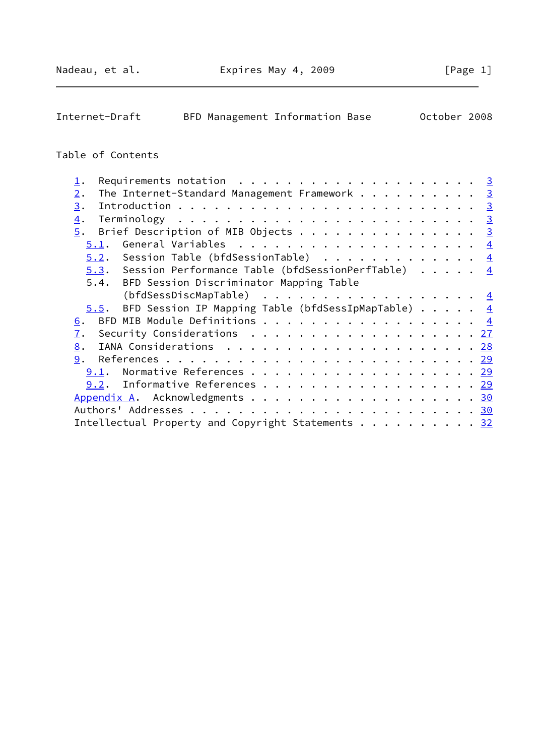Table of Contents

1. Requirements notation . . . . . . . . . . . . . . . . . . . . 3
2. The Internet-Standard Management Framework . . . . . . . . . . 3
3. Introduction . . . . . . . . . . . . . . . . . . . . . . . . . 3
4. Terminology . . . . . . . . . . . . . . . . . . . . . . . . . 3
5. Brief Description of MIB Objects . . . . . . . . . . . . . . . 3
   5.1. General Variables . . . . . . . . . . . . . . . . . . . . 4
   5.2. Session Table (bfdSessionTable) . . . . . . . . . . . . . 4
   5.3. Session Performance Table (bfdSessionPerfTable) . . . . . 4
   5.4. BFD Session Discriminator Mapping Table
        (bfdSessDiscMapTable) . . . . . . . . . . . . . . . . . . 4
   5.5. BFD Session IP Mapping Table (bfdSessIpMapTable) . . . . . 4
6. BFD MIB Module Definitions . . . . . . . . . . . . . . . . . . 4
7. Security Considerations . . . . . . . . . . . . . . . . . . . 27
8. IANA Considerations . . . . . . . . . . . . . . . . . . . . . 28
9. References . . . . . . . . . . . . . . . . . . . . . . . . . . 29
   9.1. Normative References . . . . . . . . . . . . . . . . . . . 29
   9.2. Informative References . . . . . . . . . . . . . . . . . . 29
Appendix A. Acknowledgments . . . . . . . . . . . . . . . . . . . 30
Authors' Addresses . . . . . . . . . . . . . . . . . . . . . . . . 30
Intellectual Property and Copyright Statements . . . . . . . . . . 32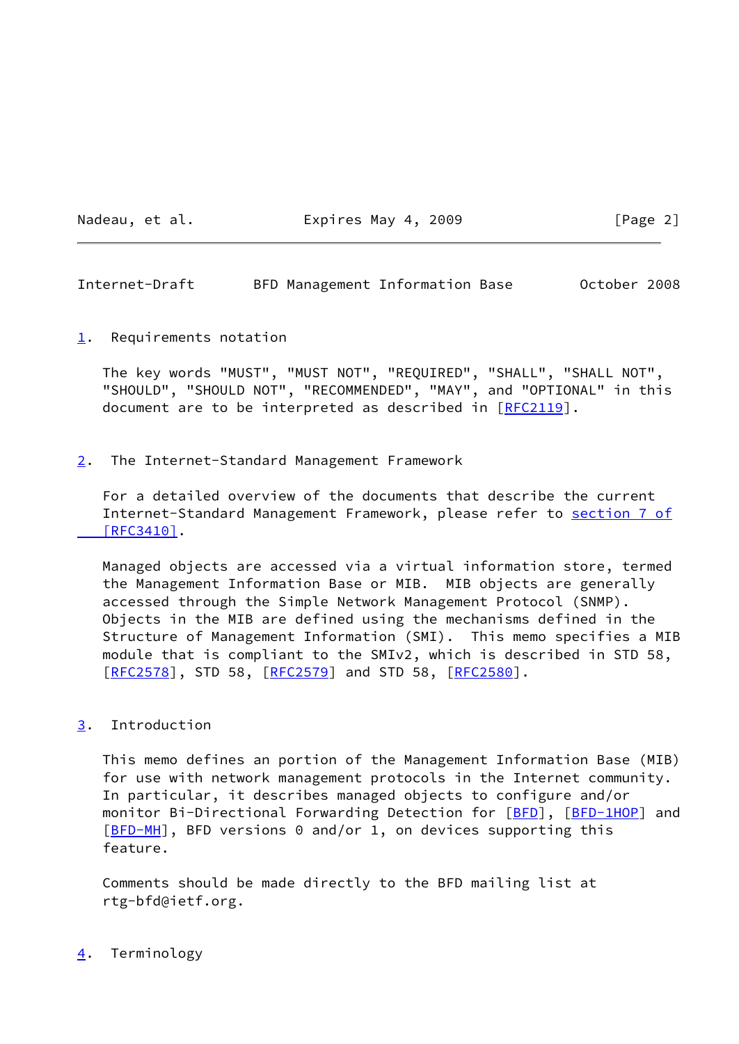## 1. Requirements notation

The key words "MUST", "MUST NOT", "REQUIRED", "SHALL", "SHALL NOT", "SHOULD", "SHOULD NOT", "RECOMMENDED", "MAY", and "OPTIONAL" in this document are to be interpreted as described in [RFC2119].

## 2. The Internet-Standard Management Framework

For a detailed overview of the documents that describe the current Internet-Standard Management Framework, please refer to section 7 of [RFC3410].

Managed objects are accessed via a virtual information store, termed the Management Information Base or MIB. MIB objects are generally accessed through the Simple Network Management Protocol (SNMP). Objects in the MIB are defined using the mechanisms defined in the Structure of Management Information (SMI). This memo specifies a MIB module that is compliant to the SMIv2, which is described in STD 58, [RFC2578], STD 58, [RFC2579] and STD 58, [RFC2580].

## 3. Introduction

This memo defines an portion of the Management Information Base (MIB) for use with network management protocols in the Internet community. In particular, it describes managed objects to configure and/or monitor Bi-Directional Forwarding Detection for [BFD], [BFD-1HOP] and [BFD-MH], BFD versions 0 and/or 1, on devices supporting this feature.

Comments should be made directly to the BFD mailing list at rtg-bfd@ietf.org.

## 4. Terminology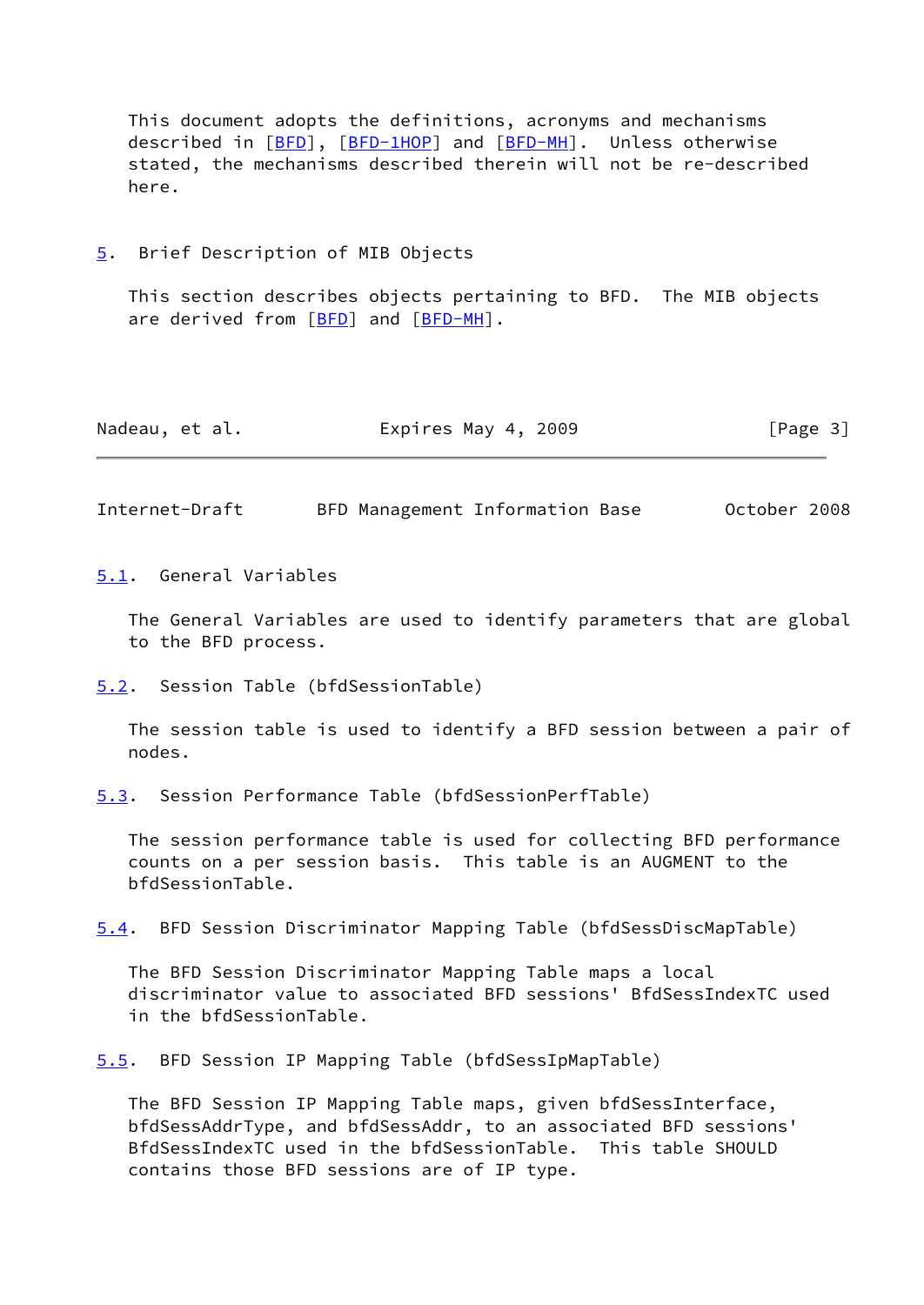This document adopts the definitions, acronyms and mechanisms described in [BFD], [BFD-1HOP] and [BFD-MH]. Unless otherwise stated, the mechanisms described therein will not be re-described here.

## 5. Brief Description of MIB Objects

This section describes objects pertaining to BFD. The MIB objects are derived from [BFD] and [BFD-MH].

### 5.1. General Variables

The General Variables are used to identify parameters that are global to the BFD process.

### 5.2. Session Table (bfdSessionTable)

The session table is used to identify a BFD session between a pair of nodes.

### 5.3. Session Performance Table (bfdSessionPerfTable)

The session performance table is used for collecting BFD performance counts on a per session basis. This table is an AUGMENT to the bfdSessionTable.

### 5.4. BFD Session Discriminator Mapping Table (bfdSessDiscMapTable)

The BFD Session Discriminator Mapping Table maps a local discriminator value to associated BFD sessions' BfdSessIndexTC used in the bfdSessionTable.

### 5.5. BFD Session IP Mapping Table (bfdSessIpMapTable)

The BFD Session IP Mapping Table maps, given bfdSessInterface, bfdSessAddrType, and bfdSessAddr, to an associated BFD sessions' BfdSessIndexTC used in the bfdSessionTable. This table SHOULD contains those BFD sessions are of IP type.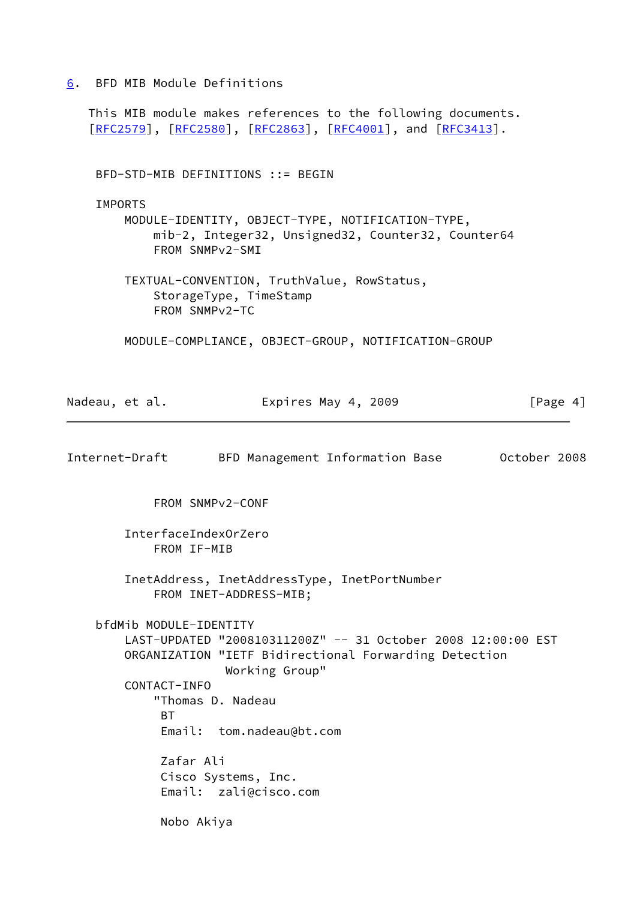## 6. BFD MIB Module Definitions

This MIB module makes references to the following documents. [RFC2579], [RFC2580], [RFC2863], [RFC4001], and [RFC3413].

```
 BFD-STD-MIB DEFINITIONS ::= BEGIN

 IMPORTS
     MODULE-IDENTITY, OBJECT-TYPE, NOTIFICATION-TYPE,
         mib-2, Integer32, Unsigned32, Counter32, Counter64
         FROM SNMPv2-SMI

     TEXTUAL-CONVENTION, TruthValue, RowStatus,
         StorageType, TimeStamp
         FROM SNMPv2-TC

     MODULE-COMPLIANCE, OBJECT-GROUP, NOTIFICATION-GROUP
         FROM SNMPv2-CONF

     InterfaceIndexOrZero
         FROM IF-MIB

     InetAddress, InetAddressType, InetPortNumber
         FROM INET-ADDRESS-MIB;

 bfdMib MODULE-IDENTITY
     LAST-UPDATED "200810311200Z" -- 31 October 2008 12:00:00 EST
     ORGANIZATION "IETF Bidirectional Forwarding Detection
                   Working Group"
     CONTACT-INFO
         "Thomas D. Nadeau
          BT
          Email:  tom.nadeau@bt.com

          Zafar Ali
          Cisco Systems, Inc.
          Email:  zali@cisco.com

          Nobo Akiya
```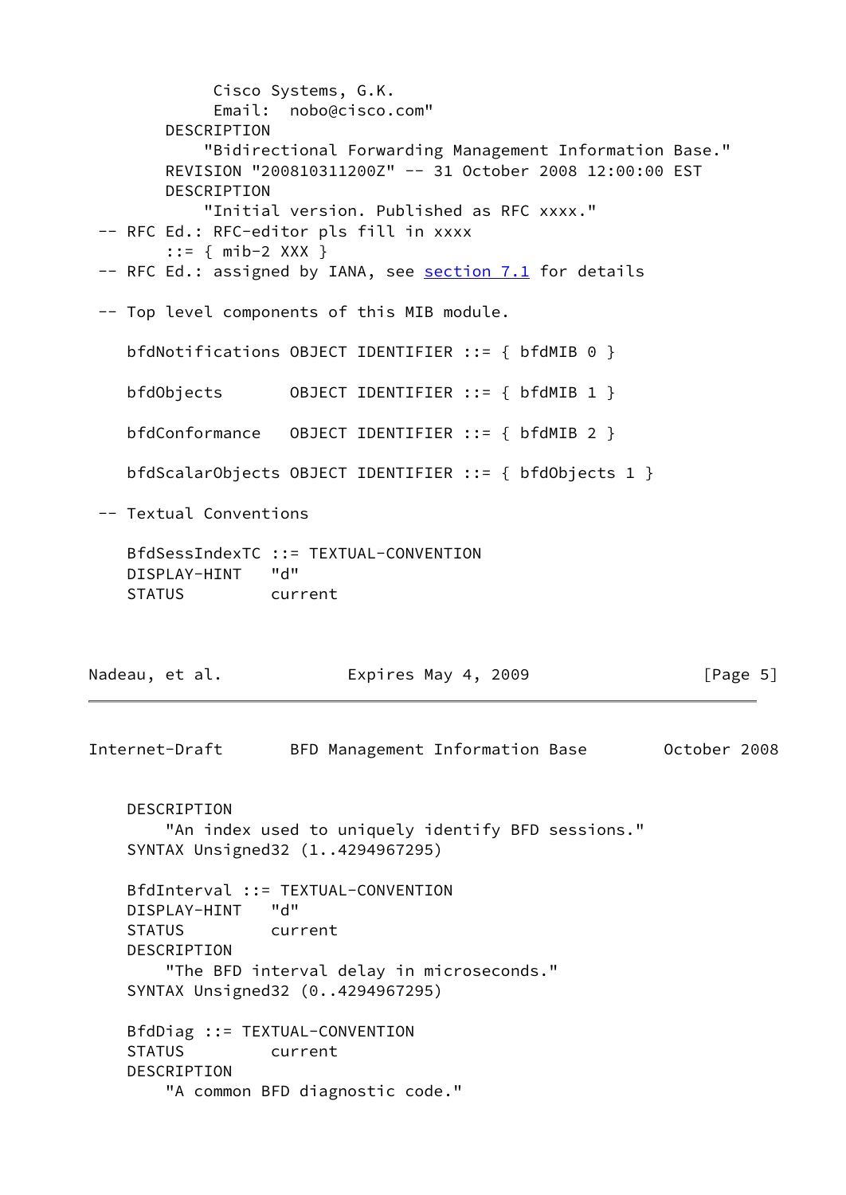```
              Cisco Systems, G.K.
              Email:  nobo@cisco.com"
        DESCRIPTION
            "Bidirectional Forwarding Management Information Base."
        REVISION "200810311200Z" -- 31 October 2008 12:00:00 EST
        DESCRIPTION
            "Initial version. Published as RFC xxxx."
 -- RFC Ed.: RFC-editor pls fill in xxxx
        ::= { mib-2 XXX }
 -- RFC Ed.: assigned by IANA, see section 7.1 for details

 -- Top level components of this MIB module.

    bfdNotifications OBJECT IDENTIFIER ::= { bfdMIB 0 }

    bfdObjects       OBJECT IDENTIFIER ::= { bfdMIB 1 }

    bfdConformance   OBJECT IDENTIFIER ::= { bfdMIB 2 }

    bfdScalarObjects OBJECT IDENTIFIER ::= { bfdObjects 1 }

 -- Textual Conventions

    BfdSessIndexTC ::= TEXTUAL-CONVENTION
    DISPLAY-HINT   "d"
    STATUS         current
    DESCRIPTION
        "An index used to uniquely identify BFD sessions."
    SYNTAX Unsigned32 (1..4294967295)

    BfdInterval ::= TEXTUAL-CONVENTION
    DISPLAY-HINT   "d"
    STATUS         current
    DESCRIPTION
        "The BFD interval delay in microseconds."
    SYNTAX Unsigned32 (0..4294967295)

    BfdDiag ::= TEXTUAL-CONVENTION
    STATUS         current
    DESCRIPTION
        "A common BFD diagnostic code."
```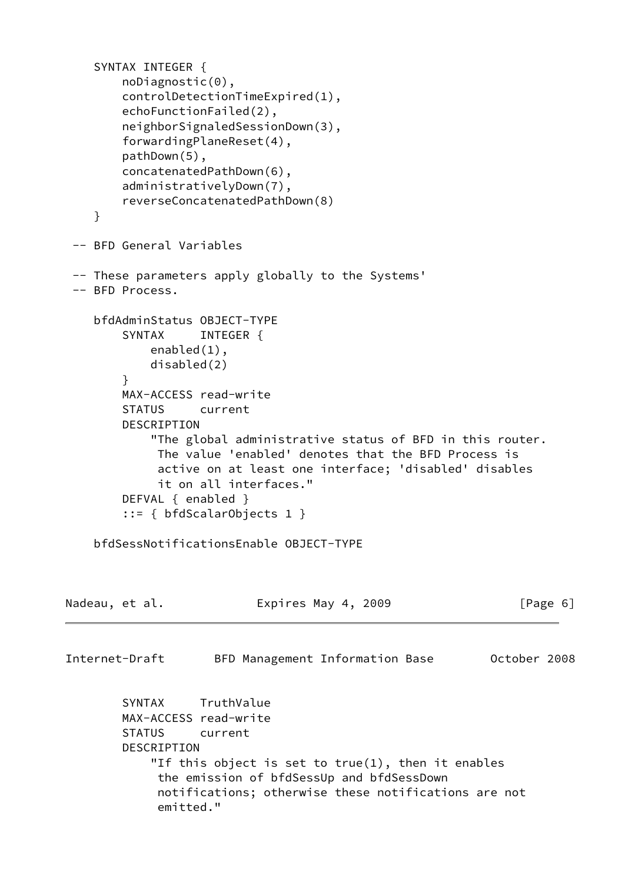```
    SYNTAX INTEGER {
        noDiagnostic(0),
        controlDetectionTimeExpired(1),
        echoFunctionFailed(2),
        neighborSignaledSessionDown(3),
        forwardingPlaneReset(4),
        pathDown(5),
        concatenatedPathDown(6),
        administrativelyDown(7),
        reverseConcatenatedPathDown(8)
    }

 -- BFD General Variables

 -- These parameters apply globally to the Systems'
 -- BFD Process.

    bfdAdminStatus OBJECT-TYPE
        SYNTAX     INTEGER {
            enabled(1),
            disabled(2)
        }
        MAX-ACCESS read-write
        STATUS     current
        DESCRIPTION
            "The global administrative status of BFD in this router.
             The value 'enabled' denotes that the BFD Process is
             active on at least one interface; 'disabled' disables
             it on all interfaces."
        DEFVAL { enabled }
        ::= { bfdScalarObjects 1 }

    bfdSessNotificationsEnable OBJECT-TYPE
        SYNTAX     TruthValue
        MAX-ACCESS read-write
        STATUS     current
        DESCRIPTION
            "If this object is set to true(1), then it enables
             the emission of bfdSessUp and bfdSessDown
             notifications; otherwise these notifications are not
             emitted."
```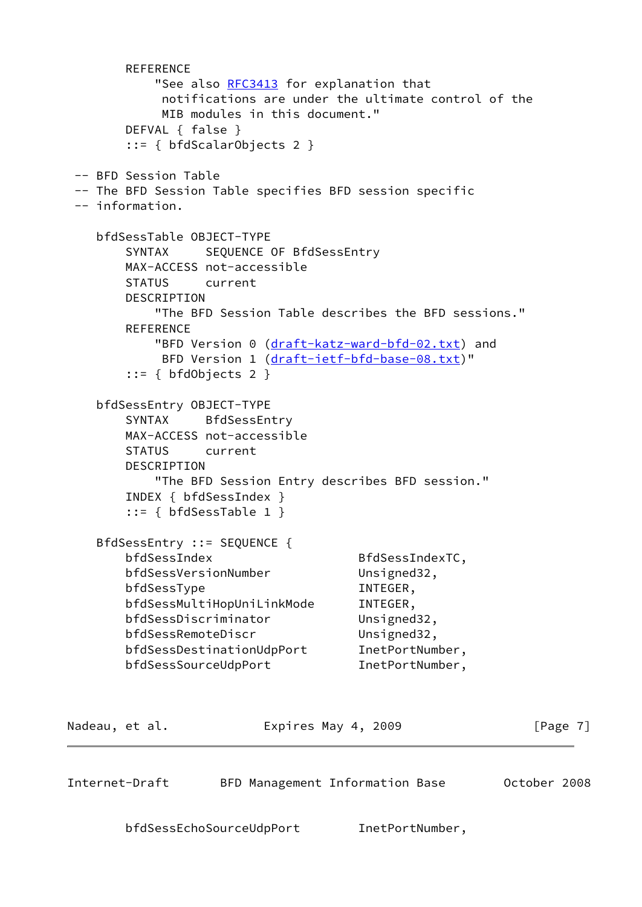```
        REFERENCE
            "See also RFC3413 for explanation that
             notifications are under the ultimate control of the
             MIB modules in this document."
        DEFVAL { false }
        ::= { bfdScalarObjects 2 }

 -- BFD Session Table
 -- The BFD Session Table specifies BFD session specific
 -- information.

    bfdSessTable OBJECT-TYPE
        SYNTAX     SEQUENCE OF BfdSessEntry
        MAX-ACCESS not-accessible
        STATUS     current
        DESCRIPTION
            "The BFD Session Table describes the BFD sessions."
        REFERENCE
            "BFD Version 0 (draft-katz-ward-bfd-02.txt) and
             BFD Version 1 (draft-ietf-bfd-base-08.txt)"
        ::= { bfdObjects 2 }

    bfdSessEntry OBJECT-TYPE
        SYNTAX     BfdSessEntry
        MAX-ACCESS not-accessible
        STATUS     current
        DESCRIPTION
            "The BFD Session Entry describes BFD session."
        INDEX { bfdSessIndex }
        ::= { bfdSessTable 1 }

    BfdSessEntry ::= SEQUENCE {
        bfdSessIndex                    BfdSessIndexTC,
        bfdSessVersionNumber            Unsigned32,
        bfdSessType                     INTEGER,
        bfdSessMultiHopUniLinkMode      INTEGER,
        bfdSessDiscriminator            Unsigned32,
        bfdSessRemoteDiscr              Unsigned32,
        bfdSessDestinationUdpPort       InetPortNumber,
        bfdSessSourceUdpPort            InetPortNumber,
        bfdSessEchoSourceUdpPort        InetPortNumber,
```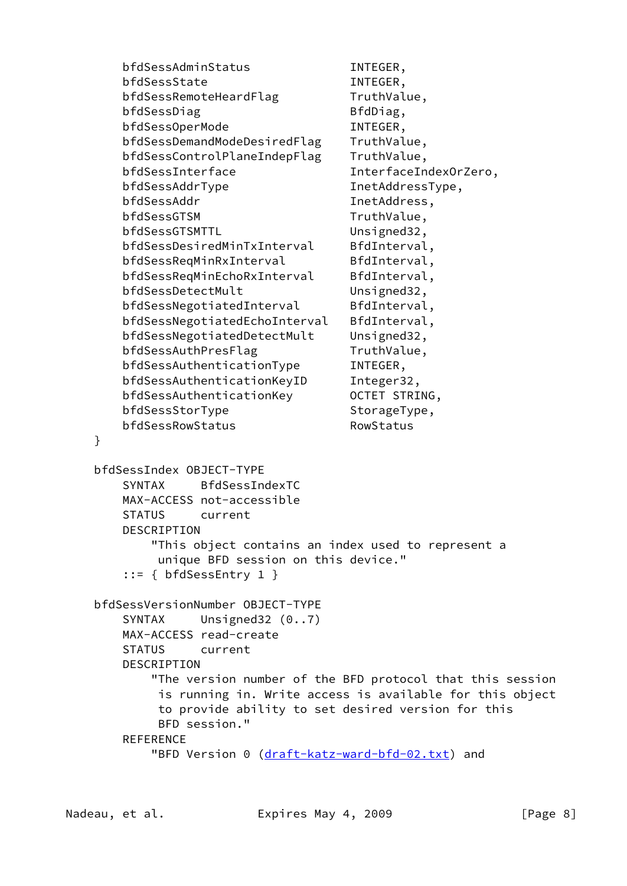```
        bfdSessAdminStatus              INTEGER,
        bfdSessState                    INTEGER,
        bfdSessRemoteHeardFlag          TruthValue,
        bfdSessDiag                     BfdDiag,
        bfdSessOperMode                 INTEGER,
        bfdSessDemandModeDesiredFlag    TruthValue,
        bfdSessControlPlaneIndepFlag    TruthValue,
        bfdSessInterface                InterfaceIndexOrZero,
        bfdSessAddrType                 InetAddressType,
        bfdSessAddr                     InetAddress,
        bfdSessGTSM                     TruthValue,
        bfdSessGTSMTTL                  Unsigned32,
        bfdSessDesiredMinTxInterval     BfdInterval,
        bfdSessReqMinRxInterval         BfdInterval,
        bfdSessReqMinEchoRxInterval     BfdInterval,
        bfdSessDetectMult               Unsigned32,
        bfdSessNegotiatedInterval       BfdInterval,
        bfdSessNegotiatedEchoInterval   BfdInterval,
        bfdSessNegotiatedDetectMult     Unsigned32,
        bfdSessAuthPresFlag             TruthValue,
        bfdSessAuthenticationType       INTEGER,
        bfdSessAuthenticationKeyID      Integer32,
        bfdSessAuthenticationKey        OCTET STRING,
        bfdSessStorType                 StorageType,
        bfdSessRowStatus                RowStatus
    }

    bfdSessIndex OBJECT-TYPE
        SYNTAX     BfdSessIndexTC
        MAX-ACCESS not-accessible
        STATUS     current
        DESCRIPTION
            "This object contains an index used to represent a
             unique BFD session on this device."
        ::= { bfdSessEntry 1 }

    bfdSessVersionNumber OBJECT-TYPE
        SYNTAX     Unsigned32 (0..7)
        MAX-ACCESS read-create
        STATUS     current
        DESCRIPTION
            "The version number of the BFD protocol that this session
             is running in. Write access is available for this object
             to provide ability to set desired version for this
             BFD session."
        REFERENCE
            "BFD Version 0 (draft-katz-ward-bfd-02.txt) and
```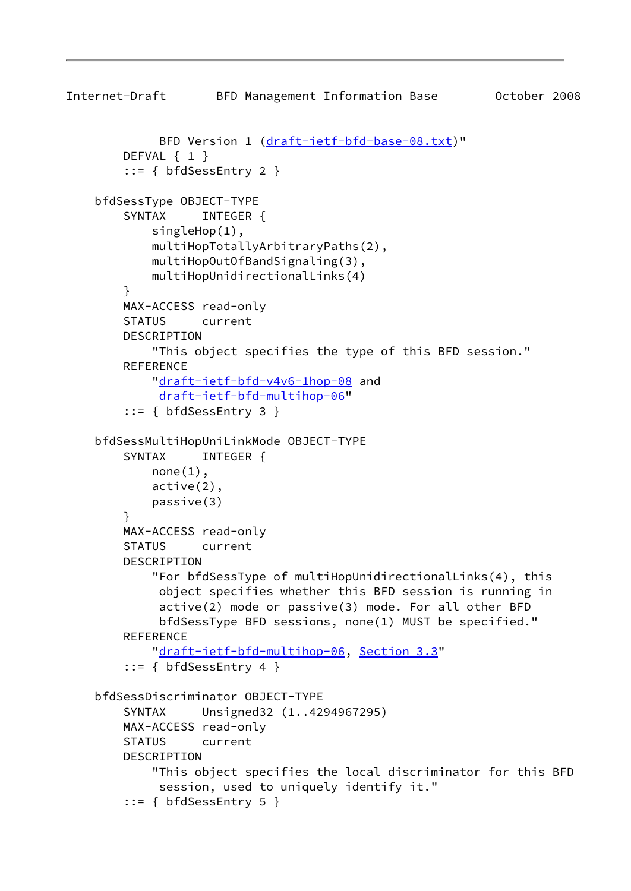```
            BFD Version 1 (draft-ietf-bfd-base-08.txt)"
        DEFVAL { 1 }
        ::= { bfdSessEntry 2 }

    bfdSessType OBJECT-TYPE
        SYNTAX     INTEGER {
            singleHop(1),
            multiHopTotallyArbitraryPaths(2),
            multiHopOutOfBandSignaling(3),
            multiHopUnidirectionalLinks(4)
        }
        MAX-ACCESS read-only
        STATUS     current
        DESCRIPTION
            "This object specifies the type of this BFD session."
        REFERENCE
            "draft-ietf-bfd-v4v6-1hop-08 and
             draft-ietf-bfd-multihop-06"
        ::= { bfdSessEntry 3 }

    bfdSessMultiHopUniLinkMode OBJECT-TYPE
        SYNTAX     INTEGER {
            none(1),
            active(2),
            passive(3)
        }
        MAX-ACCESS read-only
        STATUS     current
        DESCRIPTION
            "For bfdSessType of multiHopUnidirectionalLinks(4), this
             object specifies whether this BFD session is running in
             active(2) mode or passive(3) mode. For all other BFD
             bfdSessType BFD sessions, none(1) MUST be specified."
        REFERENCE
            "draft-ietf-bfd-multihop-06, Section 3.3"
        ::= { bfdSessEntry 4 }

    bfdSessDiscriminator OBJECT-TYPE
        SYNTAX     Unsigned32 (1..4294967295)
        MAX-ACCESS read-only
        STATUS     current
        DESCRIPTION
            "This object specifies the local discriminator for this BFD
             session, used to uniquely identify it."
        ::= { bfdSessEntry 5 }
```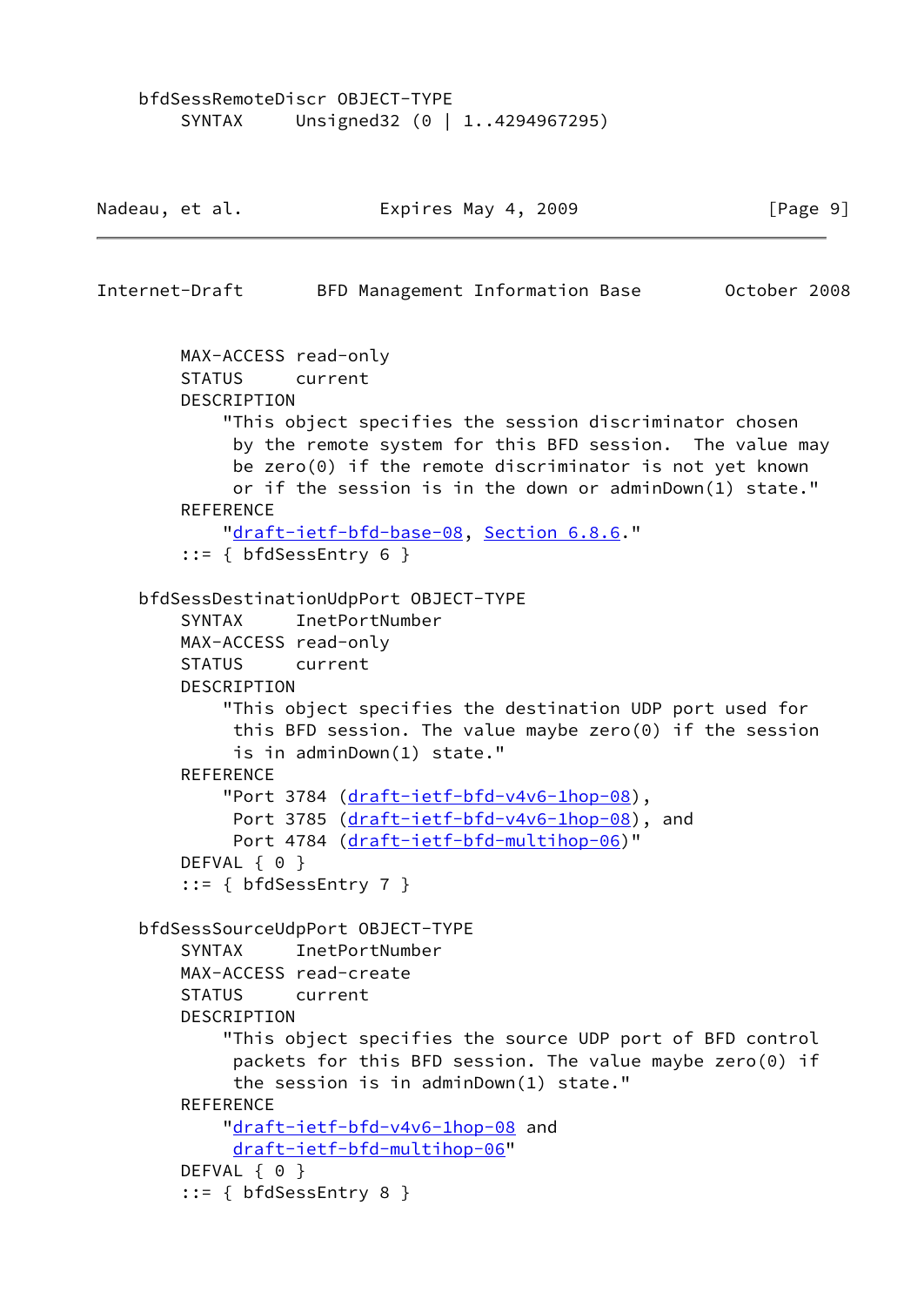```
    bfdSessRemoteDiscr OBJECT-TYPE
        SYNTAX     Unsigned32 (0 | 1..4294967295)
        MAX-ACCESS read-only
        STATUS     current
        DESCRIPTION
            "This object specifies the session discriminator chosen
             by the remote system for this BFD session.  The value may
             be zero(0) if the remote discriminator is not yet known
             or if the session is in the down or adminDown(1) state."
        REFERENCE
            "draft-ietf-bfd-base-08, Section 6.8.6."
        ::= { bfdSessEntry 6 }

    bfdSessDestinationUdpPort OBJECT-TYPE
        SYNTAX     InetPortNumber
        MAX-ACCESS read-only
        STATUS     current
        DESCRIPTION
            "This object specifies the destination UDP port used for
             this BFD session. The value maybe zero(0) if the session
             is in adminDown(1) state."
        REFERENCE
            "Port 3784 (draft-ietf-bfd-v4v6-1hop-08),
             Port 3785 (draft-ietf-bfd-v4v6-1hop-08), and
             Port 4784 (draft-ietf-bfd-multihop-06)"
        DEFVAL { 0 }
        ::= { bfdSessEntry 7 }

    bfdSessSourceUdpPort OBJECT-TYPE
        SYNTAX     InetPortNumber
        MAX-ACCESS read-create
        STATUS     current
        DESCRIPTION
            "This object specifies the source UDP port of BFD control
             packets for this BFD session. The value maybe zero(0) if
             the session is in adminDown(1) state."
        REFERENCE
            "draft-ietf-bfd-v4v6-1hop-08 and
             draft-ietf-bfd-multihop-06"
        DEFVAL { 0 }
        ::= { bfdSessEntry 8 }
```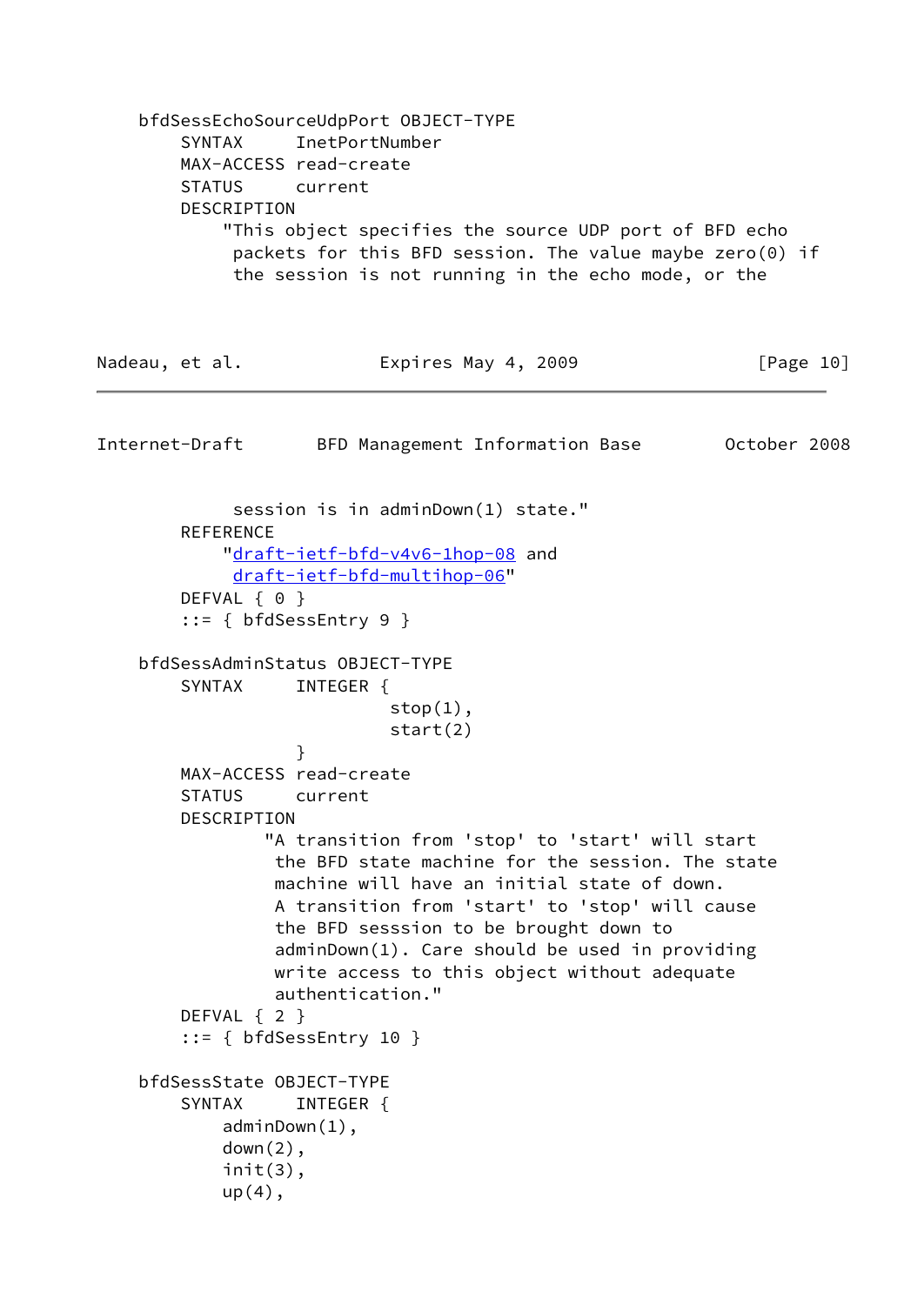```
    bfdSessEchoSourceUdpPort OBJECT-TYPE
        SYNTAX     InetPortNumber
        MAX-ACCESS read-create
        STATUS     current
        DESCRIPTION
            "This object specifies the source UDP port of BFD echo
             packets for this BFD session. The value maybe zero(0) if
             the session is not running in the echo mode, or the
             session is in adminDown(1) state."
        REFERENCE
            "draft-ietf-bfd-v4v6-1hop-08 and
             draft-ietf-bfd-multihop-06"
        DEFVAL { 0 }
        ::= { bfdSessEntry 9 }

    bfdSessAdminStatus OBJECT-TYPE
        SYNTAX     INTEGER {
                            stop(1),
                            start(2)
                   }
        MAX-ACCESS read-create
        STATUS     current
        DESCRIPTION
                "A transition from 'stop' to 'start' will start
                 the BFD state machine for the session. The state
                 machine will have an initial state of down.
                 A transition from 'start' to 'stop' will cause
                 the BFD sesssion to be brought down to
                 adminDown(1). Care should be used in providing
                 write access to this object without adequate
                 authentication."
        DEFVAL { 2 }
        ::= { bfdSessEntry 10 }

    bfdSessState OBJECT-TYPE
        SYNTAX     INTEGER {
            adminDown(1),
            down(2),
            init(3),
            up(4),
```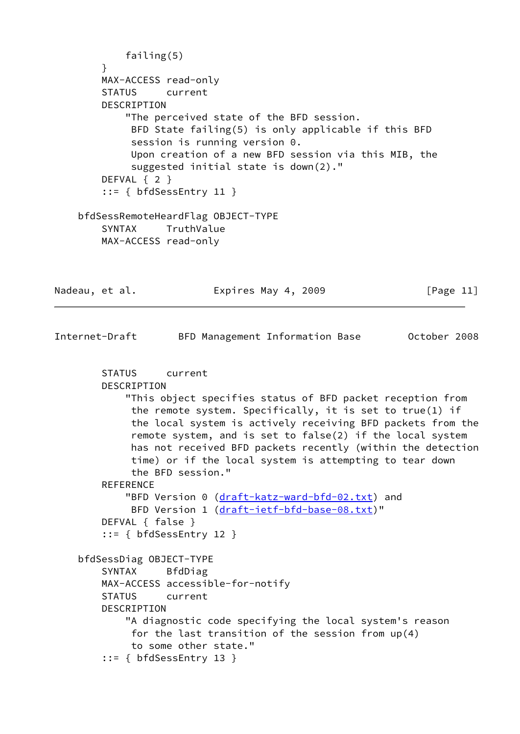```
            failing(5)
        }
        MAX-ACCESS read-only
        STATUS     current
        DESCRIPTION
            "The perceived state of the BFD session.
             BFD State failing(5) is only applicable if this BFD
             session is running version 0.
             Upon creation of a new BFD session via this MIB, the
             suggested initial state is down(2)."
        DEFVAL { 2 }
        ::= { bfdSessEntry 11 }

    bfdSessRemoteHeardFlag OBJECT-TYPE
        SYNTAX     TruthValue
        MAX-ACCESS read-only
        STATUS     current
        DESCRIPTION
            "This object specifies status of BFD packet reception from
             the remote system. Specifically, it is set to true(1) if
             the local system is actively receiving BFD packets from the
             remote system, and is set to false(2) if the local system
             has not received BFD packets recently (within the detection
             time) or if the local system is attempting to tear down
             the BFD session."
        REFERENCE
            "BFD Version 0 (draft-katz-ward-bfd-02.txt) and
             BFD Version 1 (draft-ietf-bfd-base-08.txt)"
        DEFVAL { false }
        ::= { bfdSessEntry 12 }

    bfdSessDiag OBJECT-TYPE
        SYNTAX     BfdDiag
        MAX-ACCESS accessible-for-notify
        STATUS     current
        DESCRIPTION
            "A diagnostic code specifying the local system's reason
             for the last transition of the session from up(4)
             to some other state."
        ::= { bfdSessEntry 13 }
```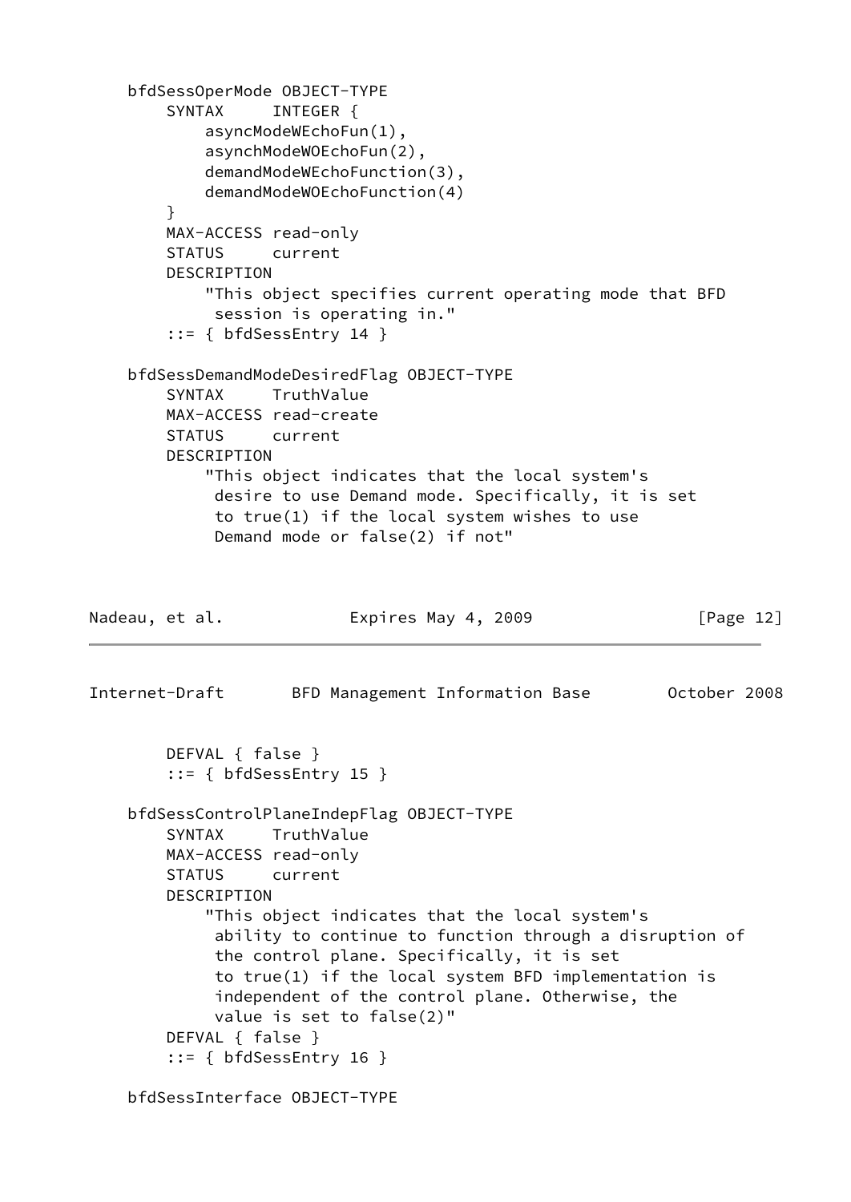```
    bfdSessOperMode OBJECT-TYPE
        SYNTAX     INTEGER {
            asyncModeWEchoFun(1),
            asynchModeWOEchoFun(2),
            demandModeWEchoFunction(3),
            demandModeWOEchoFunction(4)
        }
        MAX-ACCESS read-only
        STATUS     current
        DESCRIPTION
            "This object specifies current operating mode that BFD
             session is operating in."
        ::= { bfdSessEntry 14 }

    bfdSessDemandModeDesiredFlag OBJECT-TYPE
        SYNTAX     TruthValue
        MAX-ACCESS read-create
        STATUS     current
        DESCRIPTION
            "This object indicates that the local system's
             desire to use Demand mode. Specifically, it is set
             to true(1) if the local system wishes to use
             Demand mode or false(2) if not"
        DEFVAL { false }
        ::= { bfdSessEntry 15 }

    bfdSessControlPlaneIndepFlag OBJECT-TYPE
        SYNTAX     TruthValue
        MAX-ACCESS read-only
        STATUS     current
        DESCRIPTION
            "This object indicates that the local system's
             ability to continue to function through a disruption of
             the control plane. Specifically, it is set
             to true(1) if the local system BFD implementation is
             independent of the control plane. Otherwise, the
             value is set to false(2)"
        DEFVAL { false }
        ::= { bfdSessEntry 16 }

    bfdSessInterface OBJECT-TYPE
```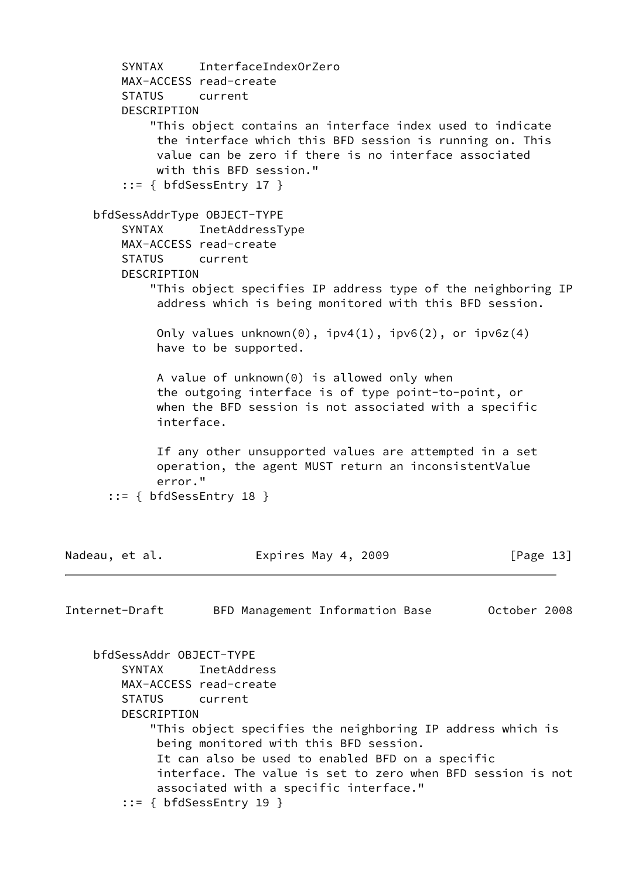```
        SYNTAX     InterfaceIndexOrZero
        MAX-ACCESS read-create
        STATUS     current
        DESCRIPTION
            "This object contains an interface index used to indicate
             the interface which this BFD session is running on. This
             value can be zero if there is no interface associated
             with this BFD session."
        ::= { bfdSessEntry 17 }

    bfdSessAddrType OBJECT-TYPE
        SYNTAX     InetAddressType
        MAX-ACCESS read-create
        STATUS     current
        DESCRIPTION
            "This object specifies IP address type of the neighboring IP
             address which is being monitored with this BFD session.

             Only values unknown(0), ipv4(1), ipv6(2), or ipv6z(4)
             have to be supported.

             A value of unknown(0) is allowed only when
             the outgoing interface is of type point-to-point, or
             when the BFD session is not associated with a specific
             interface.

             If any other unsupported values are attempted in a set
             operation, the agent MUST return an inconsistentValue
             error."
      ::= { bfdSessEntry 18 }
```

```
    bfdSessAddr OBJECT-TYPE
        SYNTAX     InetAddress
        MAX-ACCESS read-create
        STATUS     current
        DESCRIPTION
            "This object specifies the neighboring IP address which is
             being monitored with this BFD session.
             It can also be used to enabled BFD on a specific
             interface. The value is set to zero when BFD session is not
             associated with a specific interface."
        ::= { bfdSessEntry 19 }
```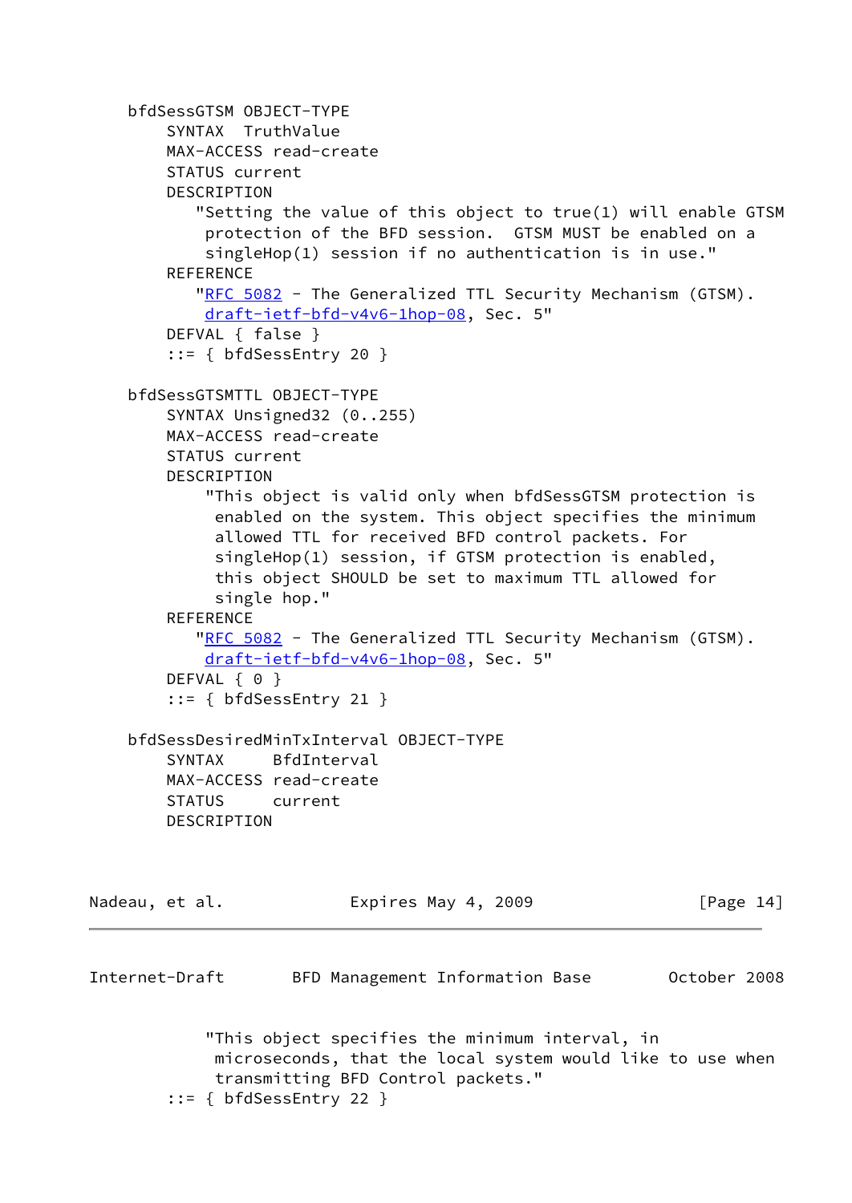```
    bfdSessGTSM OBJECT-TYPE
        SYNTAX  TruthValue
        MAX-ACCESS read-create
        STATUS current
        DESCRIPTION
           "Setting the value of this object to true(1) will enable GTSM
            protection of the BFD session.  GTSM MUST be enabled on a
            singleHop(1) session if no authentication is in use."
        REFERENCE
           "RFC 5082 - The Generalized TTL Security Mechanism (GTSM).
            draft-ietf-bfd-v4v6-1hop-08, Sec. 5"
        DEFVAL { false }
        ::= { bfdSessEntry 20 }

    bfdSessGTSMTTL OBJECT-TYPE
        SYNTAX Unsigned32 (0..255)
        MAX-ACCESS read-create
        STATUS current
        DESCRIPTION
            "This object is valid only when bfdSessGTSM protection is
             enabled on the system. This object specifies the minimum
             allowed TTL for received BFD control packets. For
             singleHop(1) session, if GTSM protection is enabled,
             this object SHOULD be set to maximum TTL allowed for
             single hop."
        REFERENCE
           "RFC 5082 - The Generalized TTL Security Mechanism (GTSM).
            draft-ietf-bfd-v4v6-1hop-08, Sec. 5"
        DEFVAL { 0 }
        ::= { bfdSessEntry 21 }

    bfdSessDesiredMinTxInterval OBJECT-TYPE
        SYNTAX     BfdInterval
        MAX-ACCESS read-create
        STATUS     current
        DESCRIPTION
            "This object specifies the minimum interval, in
             microseconds, that the local system would like to use when
             transmitting BFD Control packets."
        ::= { bfdSessEntry 22 }
```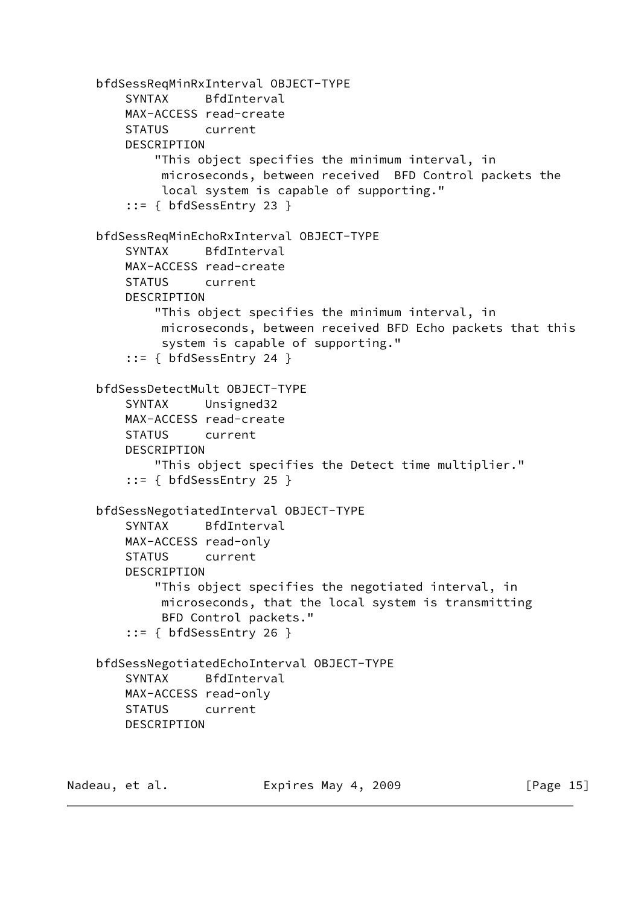```
   bfdSessReqMinRxInterval OBJECT-TYPE
       SYNTAX     BfdInterval
       MAX-ACCESS read-create
       STATUS     current
       DESCRIPTION
           "This object specifies the minimum interval, in
            microseconds, between received  BFD Control packets the
            local system is capable of supporting."
       ::= { bfdSessEntry 23 }

   bfdSessReqMinEchoRxInterval OBJECT-TYPE
       SYNTAX     BfdInterval
       MAX-ACCESS read-create
       STATUS     current
       DESCRIPTION
           "This object specifies the minimum interval, in
            microseconds, between received BFD Echo packets that this
            system is capable of supporting."
       ::= { bfdSessEntry 24 }

   bfdSessDetectMult OBJECT-TYPE
       SYNTAX     Unsigned32
       MAX-ACCESS read-create
       STATUS     current
       DESCRIPTION
           "This object specifies the Detect time multiplier."
       ::= { bfdSessEntry 25 }

   bfdSessNegotiatedInterval OBJECT-TYPE
       SYNTAX     BfdInterval
       MAX-ACCESS read-only
       STATUS     current
       DESCRIPTION
           "This object specifies the negotiated interval, in
            microseconds, that the local system is transmitting
            BFD Control packets."
       ::= { bfdSessEntry 26 }

   bfdSessNegotiatedEchoInterval OBJECT-TYPE
       SYNTAX     BfdInterval
       MAX-ACCESS read-only
       STATUS     current
       DESCRIPTION
```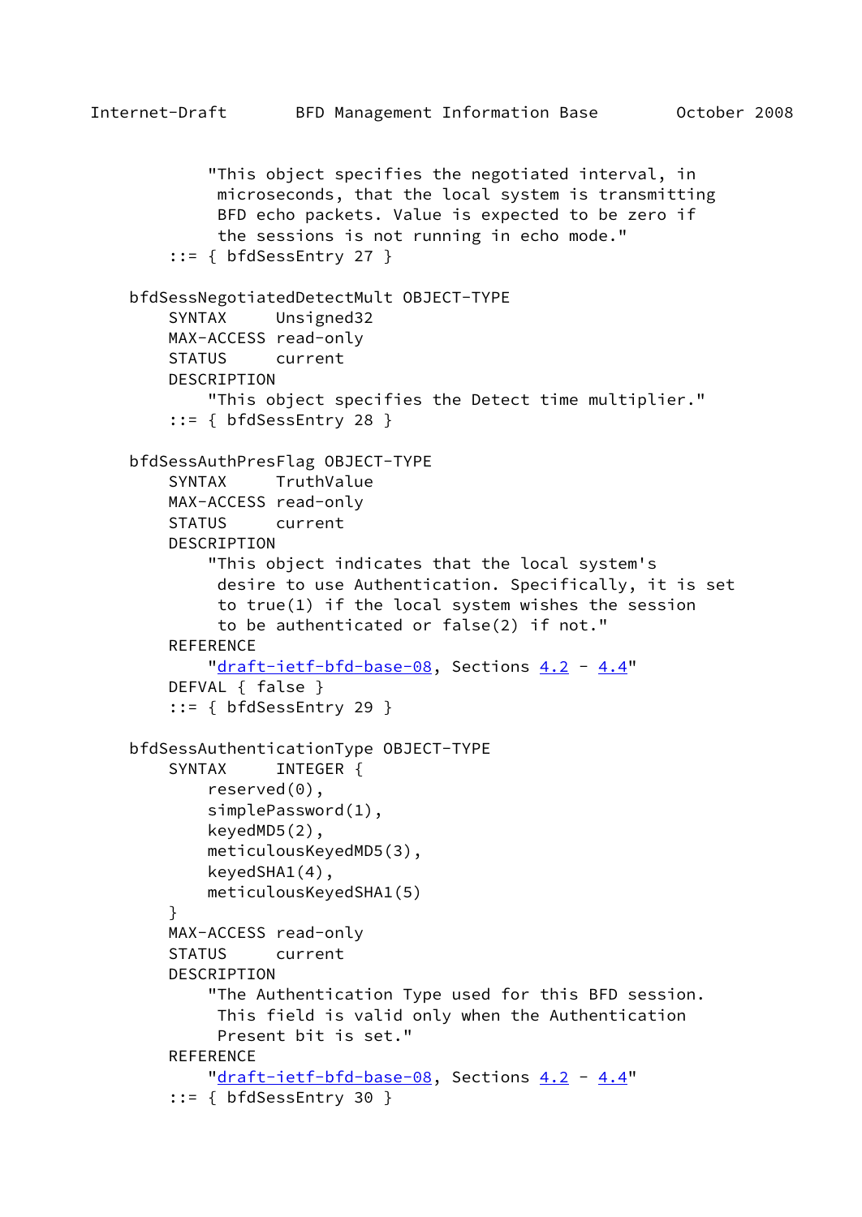```
            "This object specifies the negotiated interval, in
             microseconds, that the local system is transmitting
             BFD echo packets. Value is expected to be zero if
             the sessions is not running in echo mode."
        ::= { bfdSessEntry 27 }

    bfdSessNegotiatedDetectMult OBJECT-TYPE
        SYNTAX     Unsigned32
        MAX-ACCESS read-only
        STATUS     current
        DESCRIPTION
            "This object specifies the Detect time multiplier."
        ::= { bfdSessEntry 28 }

    bfdSessAuthPresFlag OBJECT-TYPE
        SYNTAX     TruthValue
        MAX-ACCESS read-only
        STATUS     current
        DESCRIPTION
            "This object indicates that the local system's
             desire to use Authentication. Specifically, it is set
             to true(1) if the local system wishes the session
             to be authenticated or false(2) if not."
        REFERENCE
            "draft-ietf-bfd-base-08, Sections 4.2 - 4.4"
        DEFVAL { false }
        ::= { bfdSessEntry 29 }

    bfdSessAuthenticationType OBJECT-TYPE
        SYNTAX     INTEGER {
            reserved(0),
            simplePassword(1),
            keyedMD5(2),
            meticulousKeyedMD5(3),
            keyedSHA1(4),
            meticulousKeyedSHA1(5)
        }
        MAX-ACCESS read-only
        STATUS     current
        DESCRIPTION
            "The Authentication Type used for this BFD session.
             This field is valid only when the Authentication
             Present bit is set."
        REFERENCE
            "draft-ietf-bfd-base-08, Sections 4.2 - 4.4"
        ::= { bfdSessEntry 30 }
```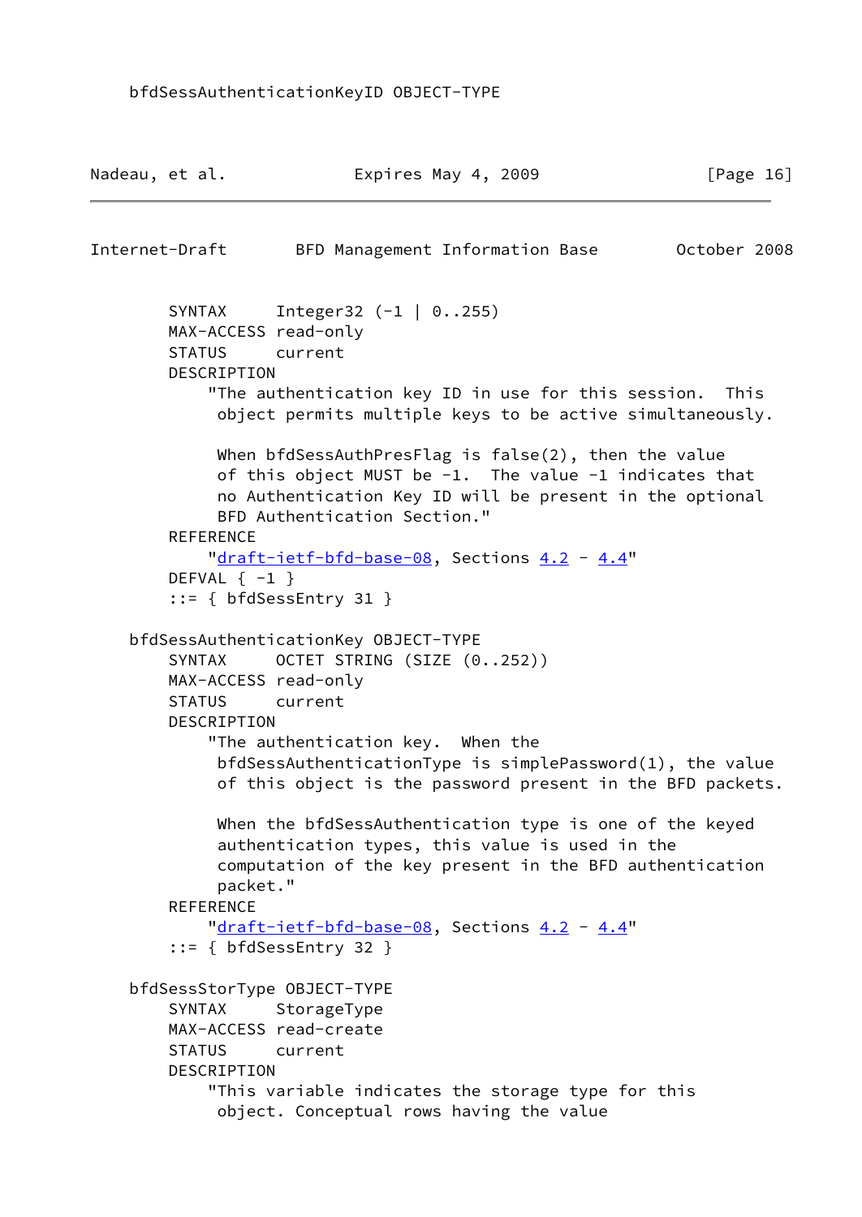```
    bfdSessAuthenticationKeyID OBJECT-TYPE
```

```
        SYNTAX     Integer32 (-1 | 0..255)
        MAX-ACCESS read-only
        STATUS     current
        DESCRIPTION
            "The authentication key ID in use for this session.  This
             object permits multiple keys to be active simultaneously.

             When bfdSessAuthPresFlag is false(2), then the value
             of this object MUST be -1.  The value -1 indicates that
             no Authentication Key ID will be present in the optional
             BFD Authentication Section."
        REFERENCE
            "draft-ietf-bfd-base-08, Sections 4.2 - 4.4"
        DEFVAL { -1 }
        ::= { bfdSessEntry 31 }

    bfdSessAuthenticationKey OBJECT-TYPE
        SYNTAX     OCTET STRING (SIZE (0..252))
        MAX-ACCESS read-only
        STATUS     current
        DESCRIPTION
            "The authentication key.  When the
             bfdSessAuthenticationType is simplePassword(1), the value
             of this object is the password present in the BFD packets.

             When the bfdSessAuthentication type is one of the keyed
             authentication types, this value is used in the
             computation of the key present in the BFD authentication
             packet."
        REFERENCE
            "draft-ietf-bfd-base-08, Sections 4.2 - 4.4"
        ::= { bfdSessEntry 32 }

    bfdSessStorType OBJECT-TYPE
        SYNTAX     StorageType
        MAX-ACCESS read-create
        STATUS     current
        DESCRIPTION
            "This variable indicates the storage type for this
             object. Conceptual rows having the value
```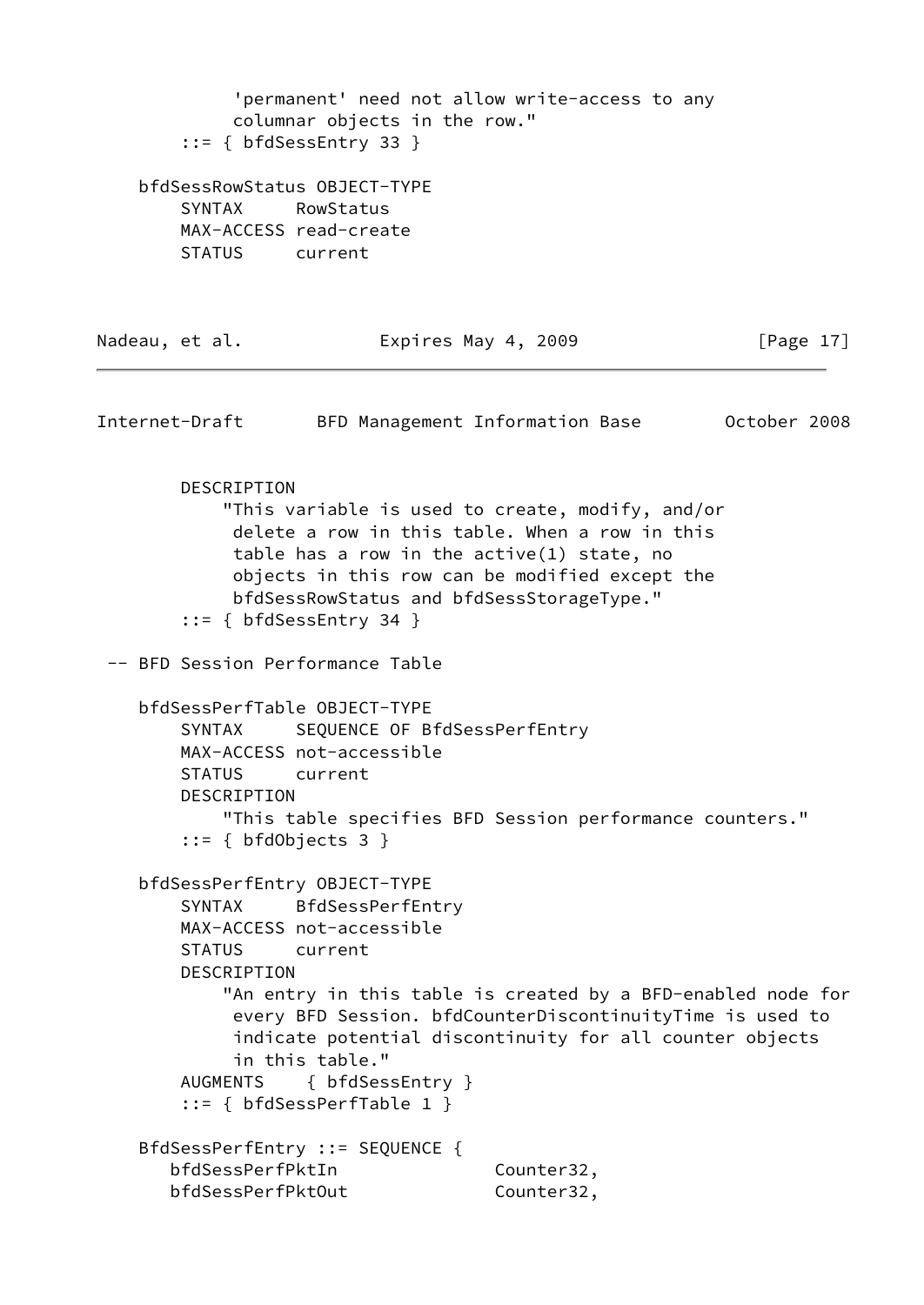```
             'permanent' need not allow write-access to any
             columnar objects in the row."
        ::= { bfdSessEntry 33 }

    bfdSessRowStatus OBJECT-TYPE
        SYNTAX     RowStatus
        MAX-ACCESS read-create
        STATUS     current
        DESCRIPTION
            "This variable is used to create, modify, and/or
             delete a row in this table. When a row in this
             table has a row in the active(1) state, no
             objects in this row can be modified except the
             bfdSessRowStatus and bfdSessStorageType."
        ::= { bfdSessEntry 34 }

 -- BFD Session Performance Table

    bfdSessPerfTable OBJECT-TYPE
        SYNTAX     SEQUENCE OF BfdSessPerfEntry
        MAX-ACCESS not-accessible
        STATUS     current
        DESCRIPTION
            "This table specifies BFD Session performance counters."
        ::= { bfdObjects 3 }

    bfdSessPerfEntry OBJECT-TYPE
        SYNTAX     BfdSessPerfEntry
        MAX-ACCESS not-accessible
        STATUS     current
        DESCRIPTION
            "An entry in this table is created by a BFD-enabled node for
             every BFD Session. bfdCounterDiscontinuityTime is used to
             indicate potential discontinuity for all counter objects
             in this table."
        AUGMENTS    { bfdSessEntry }
        ::= { bfdSessPerfTable 1 }

    BfdSessPerfEntry ::= SEQUENCE {
       bfdSessPerfPktIn               Counter32,
       bfdSessPerfPktOut              Counter32,
```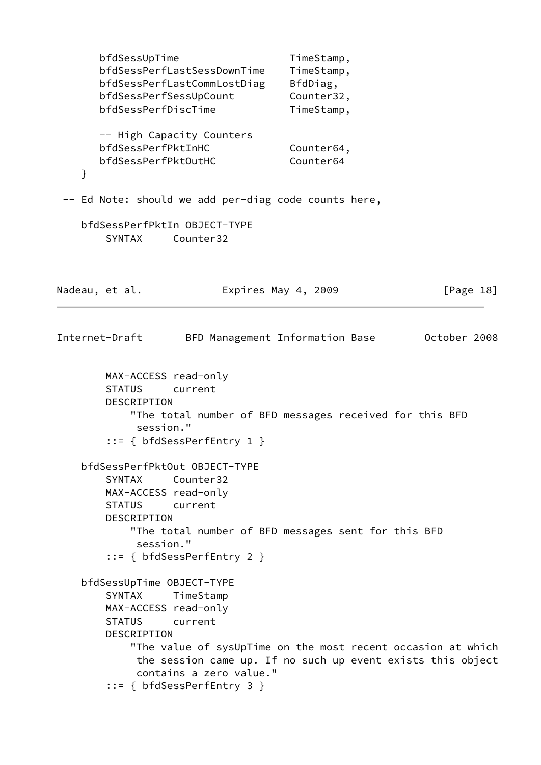```
       bfdSessUpTime                    TimeStamp,
       bfdSessPerfLastSessDownTime    TimeStamp,
       bfdSessPerfLastCommLostDiag    BfdDiag,
       bfdSessPerfSessUpCount         Counter32,
       bfdSessPerfDiscTime            TimeStamp,

       -- High Capacity Counters
       bfdSessPerfPktInHC             Counter64,
       bfdSessPerfPktOutHC            Counter64
    }

 -- Ed Note: should we add per-diag code counts here,

    bfdSessPerfPktIn OBJECT-TYPE
        SYNTAX     Counter32
        MAX-ACCESS read-only
        STATUS     current
        DESCRIPTION
            "The total number of BFD messages received for this BFD
             session."
        ::= { bfdSessPerfEntry 1 }

    bfdSessPerfPktOut OBJECT-TYPE
        SYNTAX     Counter32
        MAX-ACCESS read-only
        STATUS     current
        DESCRIPTION
            "The total number of BFD messages sent for this BFD
             session."
        ::= { bfdSessPerfEntry 2 }

    bfdSessUpTime OBJECT-TYPE
        SYNTAX     TimeStamp
        MAX-ACCESS read-only
        STATUS     current
        DESCRIPTION
            "The value of sysUpTime on the most recent occasion at which
             the session came up. If no such up event exists this object
             contains a zero value."
        ::= { bfdSessPerfEntry 3 }
```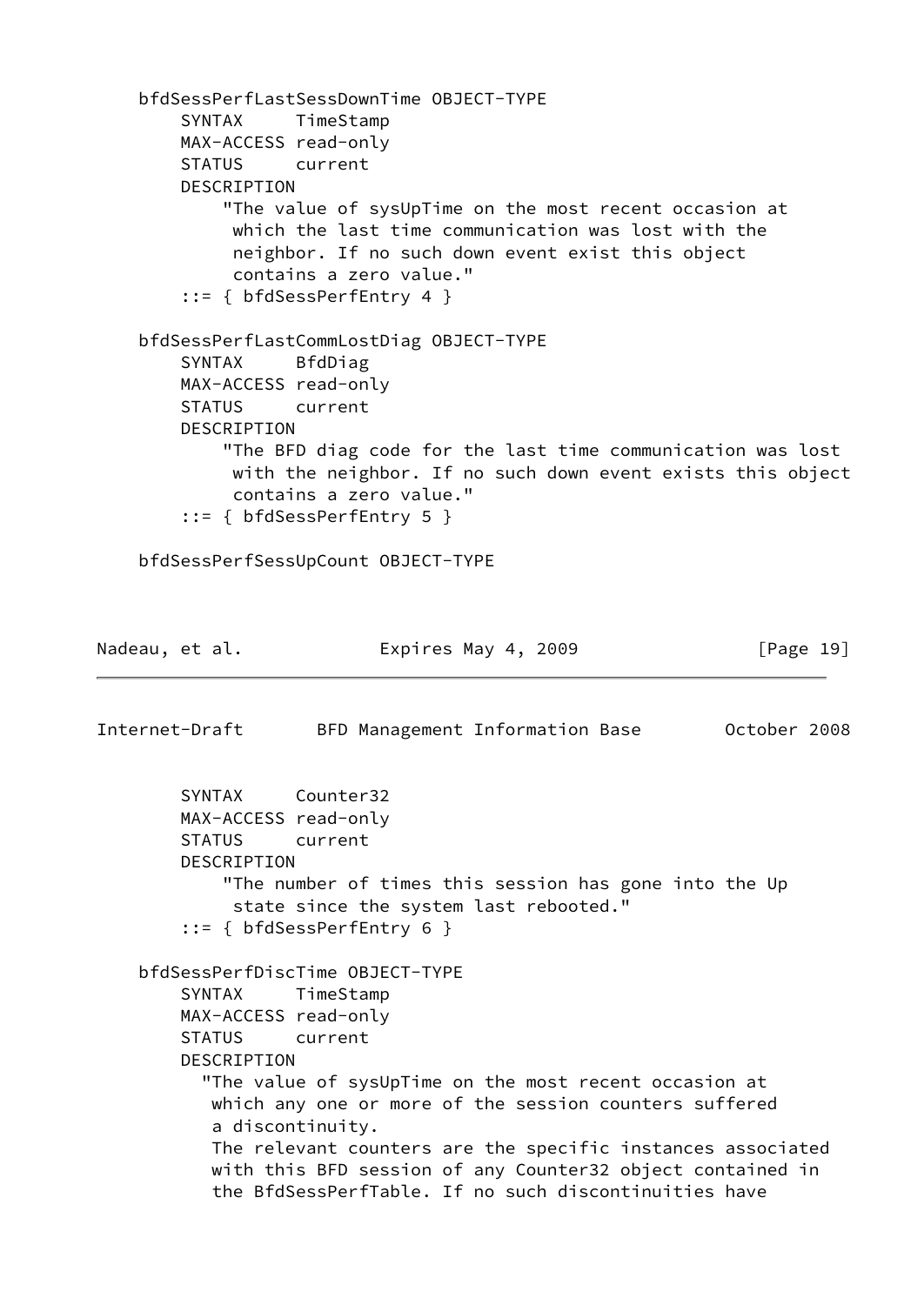```
    bfdSessPerfLastSessDownTime OBJECT-TYPE
        SYNTAX     TimeStamp
        MAX-ACCESS read-only
        STATUS     current
        DESCRIPTION
            "The value of sysUpTime on the most recent occasion at
             which the last time communication was lost with the
             neighbor. If no such down event exist this object
             contains a zero value."
        ::= { bfdSessPerfEntry 4 }

    bfdSessPerfLastCommLostDiag OBJECT-TYPE
        SYNTAX     BfdDiag
        MAX-ACCESS read-only
        STATUS     current
        DESCRIPTION
            "The BFD diag code for the last time communication was lost
             with the neighbor. If no such down event exists this object
             contains a zero value."
        ::= { bfdSessPerfEntry 5 }

    bfdSessPerfSessUpCount OBJECT-TYPE
        SYNTAX     Counter32
        MAX-ACCESS read-only
        STATUS     current
        DESCRIPTION
            "The number of times this session has gone into the Up
             state since the system last rebooted."
        ::= { bfdSessPerfEntry 6 }

    bfdSessPerfDiscTime OBJECT-TYPE
        SYNTAX     TimeStamp
        MAX-ACCESS read-only
        STATUS     current
        DESCRIPTION
          "The value of sysUpTime on the most recent occasion at
           which any one or more of the session counters suffered
           a discontinuity.
           The relevant counters are the specific instances associated
           with this BFD session of any Counter32 object contained in
           the BfdSessPerfTable. If no such discontinuities have
```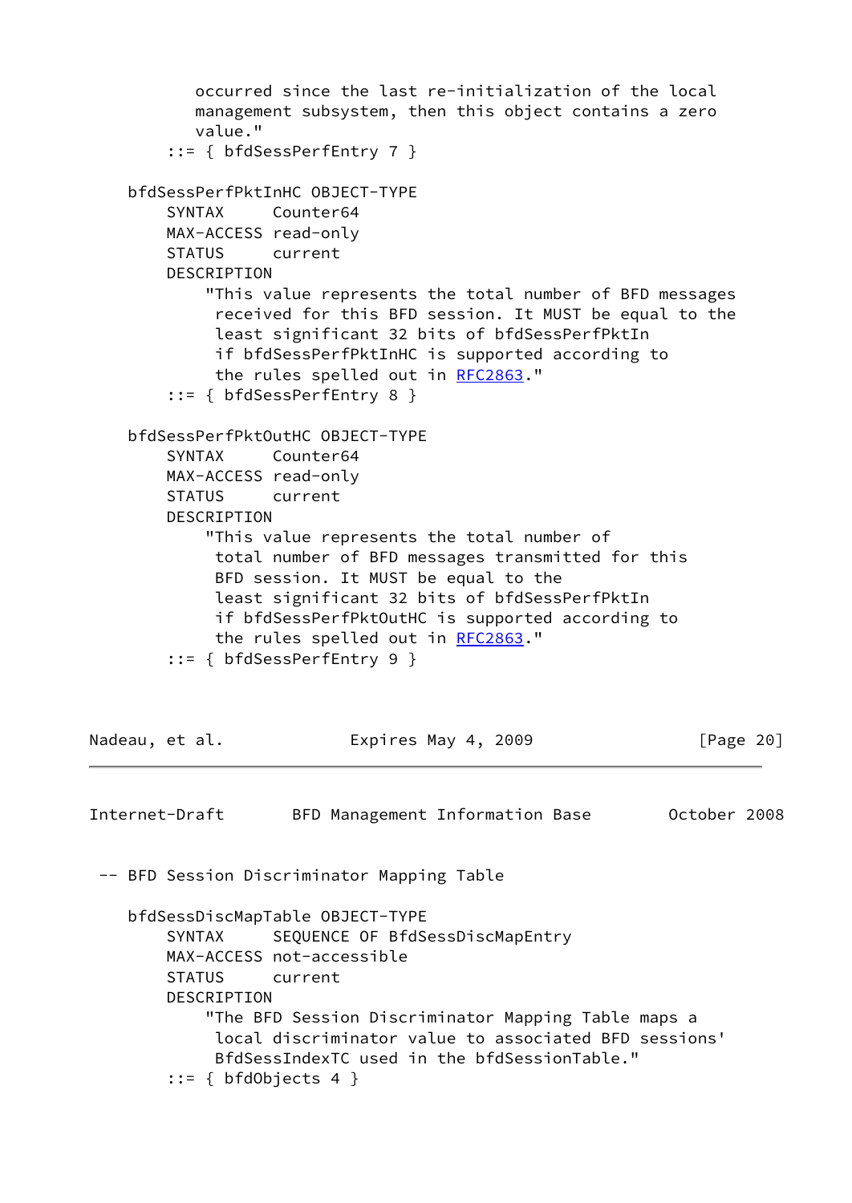```
          occurred since the last re-initialization of the local
          management subsystem, then this object contains a zero
          value."
       ::= { bfdSessPerfEntry 7 }

    bfdSessPerfPktInHC OBJECT-TYPE
       SYNTAX     Counter64
       MAX-ACCESS read-only
       STATUS     current
       DESCRIPTION
           "This value represents the total number of BFD messages
            received for this BFD session. It MUST be equal to the
            least significant 32 bits of bfdSessPerfPktIn
            if bfdSessPerfPktInHC is supported according to
            the rules spelled out in RFC2863."
       ::= { bfdSessPerfEntry 8 }

    bfdSessPerfPktOutHC OBJECT-TYPE
       SYNTAX     Counter64
       MAX-ACCESS read-only
       STATUS     current
       DESCRIPTION
           "This value represents the total number of
            total number of BFD messages transmitted for this
            BFD session. It MUST be equal to the
            least significant 32 bits of bfdSessPerfPktIn
            if bfdSessPerfPktOutHC is supported according to
            the rules spelled out in RFC2863."
       ::= { bfdSessPerfEntry 9 }
```

```
 -- BFD Session Discriminator Mapping Table

    bfdSessDiscMapTable OBJECT-TYPE
       SYNTAX     SEQUENCE OF BfdSessDiscMapEntry
       MAX-ACCESS not-accessible
       STATUS     current
       DESCRIPTION
           "The BFD Session Discriminator Mapping Table maps a
            local discriminator value to associated BFD sessions'
            BfdSessIndexTC used in the bfdSessionTable."
       ::= { bfdObjects 4 }
```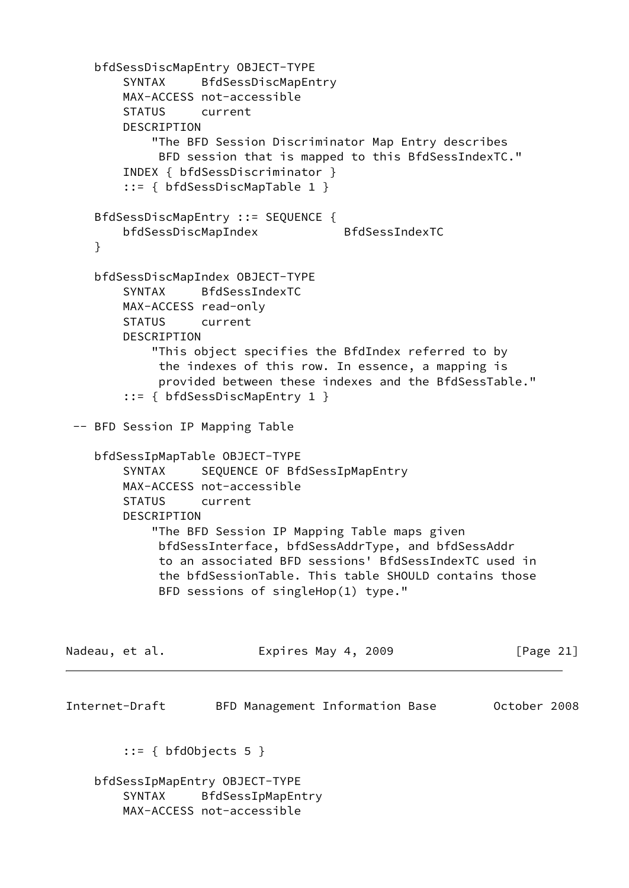```
    bfdSessDiscMapEntry OBJECT-TYPE
        SYNTAX     BfdSessDiscMapEntry
        MAX-ACCESS not-accessible
        STATUS     current
        DESCRIPTION
            "The BFD Session Discriminator Map Entry describes
             BFD session that is mapped to this BfdSessIndexTC."
        INDEX { bfdSessDiscriminator }
        ::= { bfdSessDiscMapTable 1 }

    BfdSessDiscMapEntry ::= SEQUENCE {
        bfdSessDiscMapIndex            BfdSessIndexTC
    }

    bfdSessDiscMapIndex OBJECT-TYPE
        SYNTAX     BfdSessIndexTC
        MAX-ACCESS read-only
        STATUS     current
        DESCRIPTION
            "This object specifies the BfdIndex referred to by
             the indexes of this row. In essence, a mapping is
             provided between these indexes and the BfdSessTable."
        ::= { bfdSessDiscMapEntry 1 }

 -- BFD Session IP Mapping Table

    bfdSessIpMapTable OBJECT-TYPE
        SYNTAX     SEQUENCE OF BfdSessIpMapEntry
        MAX-ACCESS not-accessible
        STATUS     current
        DESCRIPTION
            "The BFD Session IP Mapping Table maps given
             bfdSessInterface, bfdSessAddrType, and bfdSessAddr
             to an associated BFD sessions' BfdSessIndexTC used in
             the bfdSessionTable. This table SHOULD contains those
             BFD sessions of singleHop(1) type."

        ::= { bfdObjects 5 }

    bfdSessIpMapEntry OBJECT-TYPE
        SYNTAX     BfdSessIpMapEntry
        MAX-ACCESS not-accessible
```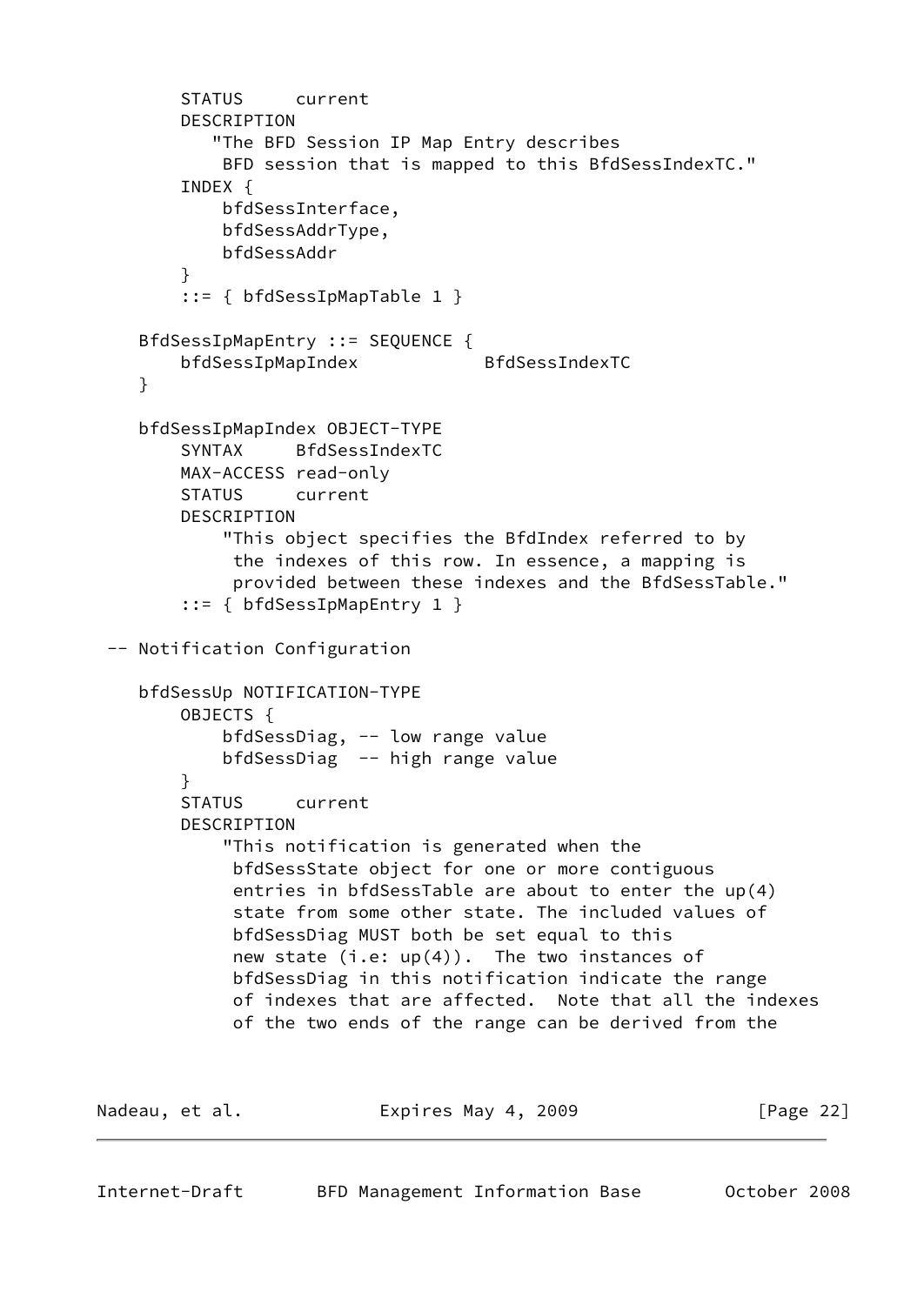```
        STATUS     current
        DESCRIPTION
           "The BFD Session IP Map Entry describes
            BFD session that is mapped to this BfdSessIndexTC."
        INDEX {
            bfdSessInterface,
            bfdSessAddrType,
            bfdSessAddr
        }
        ::= { bfdSessIpMapTable 1 }

    BfdSessIpMapEntry ::= SEQUENCE {
        bfdSessIpMapIndex            BfdSessIndexTC
    }

    bfdSessIpMapIndex OBJECT-TYPE
        SYNTAX     BfdSessIndexTC
        MAX-ACCESS read-only
        STATUS     current
        DESCRIPTION
            "This object specifies the BfdIndex referred to by
             the indexes of this row. In essence, a mapping is
             provided between these indexes and the BfdSessTable."
        ::= { bfdSessIpMapEntry 1 }

 -- Notification Configuration

    bfdSessUp NOTIFICATION-TYPE
        OBJECTS {
            bfdSessDiag, -- low range value
            bfdSessDiag  -- high range value
        }
        STATUS     current
        DESCRIPTION
            "This notification is generated when the
             bfdSessState object for one or more contiguous
             entries in bfdSessTable are about to enter the up(4)
             state from some other state. The included values of
             bfdSessDiag MUST both be set equal to this
             new state (i.e: up(4)).  The two instances of
             bfdSessDiag in this notification indicate the range
             of indexes that are affected.  Note that all the indexes
             of the two ends of the range can be derived from the
```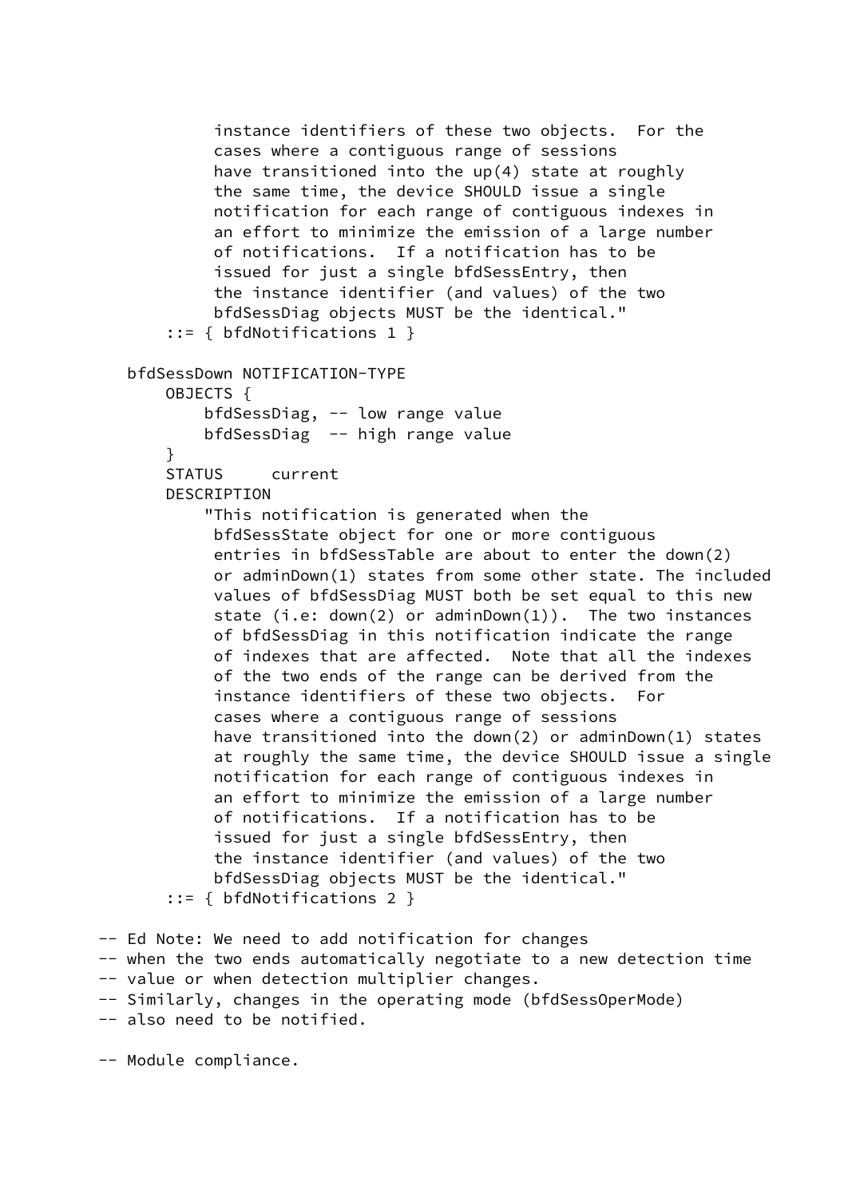```
             instance identifiers of these two objects.  For the
             cases where a contiguous range of sessions
             have transitioned into the up(4) state at roughly
             the same time, the device SHOULD issue a single
             notification for each range of contiguous indexes in
             an effort to minimize the emission of a large number
             of notifications.  If a notification has to be
             issued for just a single bfdSessEntry, then
             the instance identifier (and values) of the two
             bfdSessDiag objects MUST be the identical."
        ::= { bfdNotifications 1 }

    bfdSessDown NOTIFICATION-TYPE
        OBJECTS {
            bfdSessDiag, -- low range value
            bfdSessDiag  -- high range value
        }
        STATUS     current
        DESCRIPTION
            "This notification is generated when the
             bfdSessState object for one or more contiguous
             entries in bfdSessTable are about to enter the down(2)
             or adminDown(1) states from some other state. The included
             values of bfdSessDiag MUST both be set equal to this new
             state (i.e: down(2) or adminDown(1)).  The two instances
             of bfdSessDiag in this notification indicate the range
             of indexes that are affected.  Note that all the indexes
             of the two ends of the range can be derived from the
             instance identifiers of these two objects.  For
             cases where a contiguous range of sessions
             have transitioned into the down(2) or adminDown(1) states
             at roughly the same time, the device SHOULD issue a single
             notification for each range of contiguous indexes in
             an effort to minimize the emission of a large number
             of notifications.  If a notification has to be
             issued for just a single bfdSessEntry, then
             the instance identifier (and values) of the two
             bfdSessDiag objects MUST be the identical."
        ::= { bfdNotifications 2 }

 -- Ed Note: We need to add notification for changes
 -- when the two ends automatically negotiate to a new detection time
 -- value or when detection multiplier changes.
 -- Similarly, changes in the operating mode (bfdSessOperMode)
 -- also need to be notified.

 -- Module compliance.
```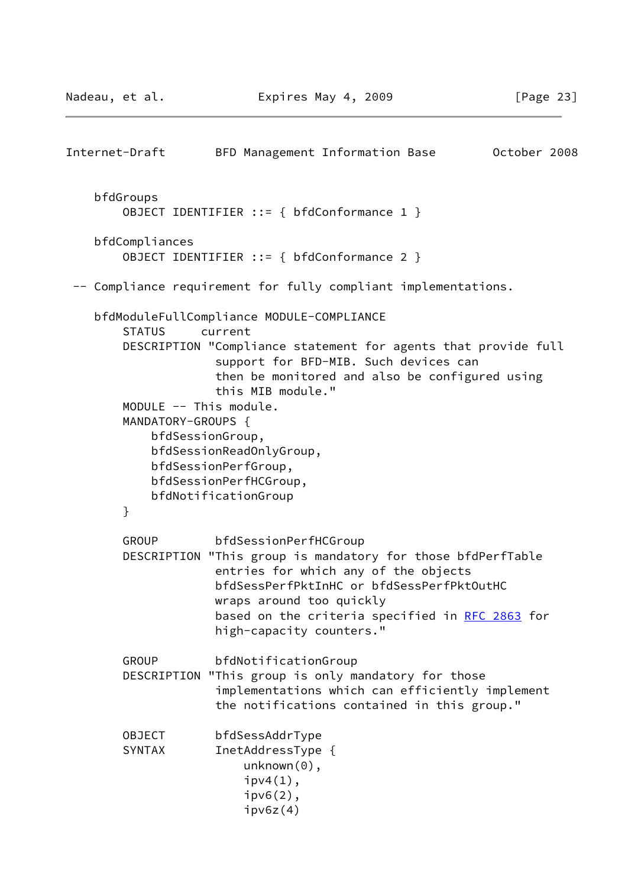```
    bfdGroups
        OBJECT IDENTIFIER ::= { bfdConformance 1 }

    bfdCompliances
        OBJECT IDENTIFIER ::= { bfdConformance 2 }

 -- Compliance requirement for fully compliant implementations.

    bfdModuleFullCompliance MODULE-COMPLIANCE
        STATUS      current
        DESCRIPTION "Compliance statement for agents that provide full
                     support for BFD-MIB. Such devices can
                     then be monitored and also be configured using
                     this MIB module."
        MODULE -- This module.
        MANDATORY-GROUPS {
            bfdSessionGroup,
            bfdSessionReadOnlyGroup,
            bfdSessionPerfGroup,
            bfdSessionPerfHCGroup,
            bfdNotificationGroup
        }

        GROUP        bfdSessionPerfHCGroup
        DESCRIPTION "This group is mandatory for those bfdPerfTable
                     entries for which any of the objects
                     bfdSessPerfPktInHC or bfdSessPerfPktOutHC
                     wraps around too quickly
                     based on the criteria specified in RFC 2863 for
                     high-capacity counters."

        GROUP        bfdNotificationGroup
        DESCRIPTION "This group is only mandatory for those
                     implementations which can efficiently implement
                     the notifications contained in this group."

        OBJECT       bfdSessAddrType
        SYNTAX       InetAddressType {
                         unknown(0),
                         ipv4(1),
                         ipv6(2),
                         ipv6z(4)
```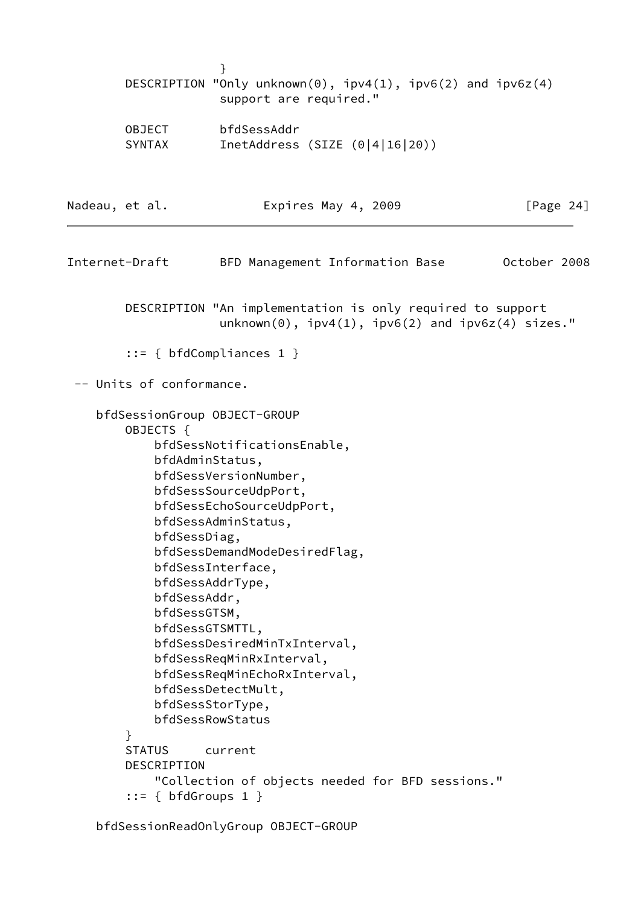```
                   }
        DESCRIPTION "Only unknown(0), ipv4(1), ipv6(2) and ipv6z(4)
                   support are required."

        OBJECT       bfdSessAddr
        SYNTAX       InetAddress (SIZE (0|4|16|20))

        DESCRIPTION "An implementation is only required to support
                   unknown(0), ipv4(1), ipv6(2) and ipv6z(4) sizes."

        ::= { bfdCompliances 1 }

 -- Units of conformance.

    bfdSessionGroup OBJECT-GROUP
        OBJECTS {
            bfdSessNotificationsEnable,
            bfdAdminStatus,
            bfdSessVersionNumber,
            bfdSessSourceUdpPort,
            bfdSessEchoSourceUdpPort,
            bfdSessAdminStatus,
            bfdSessDiag,
            bfdSessDemandModeDesiredFlag,
            bfdSessInterface,
            bfdSessAddrType,
            bfdSessAddr,
            bfdSessGTSM,
            bfdSessGTSMTTL,
            bfdSessDesiredMinTxInterval,
            bfdSessReqMinRxInterval,
            bfdSessReqMinEchoRxInterval,
            bfdSessDetectMult,
            bfdSessStorType,
            bfdSessRowStatus
        }
        STATUS     current
        DESCRIPTION
            "Collection of objects needed for BFD sessions."
        ::= { bfdGroups 1 }

    bfdSessionReadOnlyGroup OBJECT-GROUP
```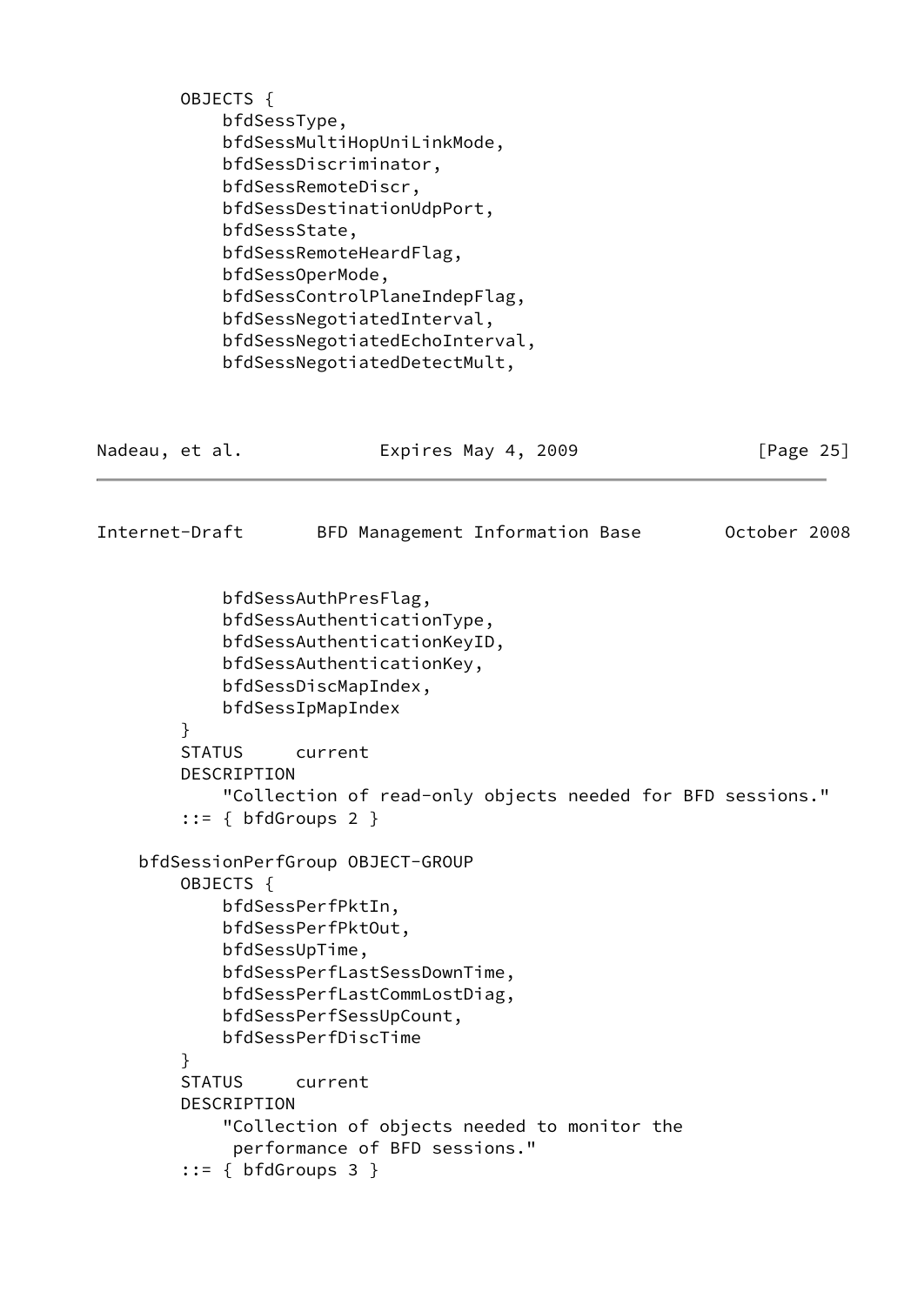```
        OBJECTS {
            bfdSessType,
            bfdSessMultiHopUniLinkMode,
            bfdSessDiscriminator,
            bfdSessRemoteDiscr,
            bfdSessDestinationUdpPort,
            bfdSessState,
            bfdSessRemoteHeardFlag,
            bfdSessOperMode,
            bfdSessControlPlaneIndepFlag,
            bfdSessNegotiatedInterval,
            bfdSessNegotiatedEchoInterval,
            bfdSessNegotiatedDetectMult,
            bfdSessAuthPresFlag,
            bfdSessAuthenticationType,
            bfdSessAuthenticationKeyID,
            bfdSessAuthenticationKey,
            bfdSessDiscMapIndex,
            bfdSessIpMapIndex
        }
        STATUS     current
        DESCRIPTION
            "Collection of read-only objects needed for BFD sessions."
        ::= { bfdGroups 2 }

    bfdSessionPerfGroup OBJECT-GROUP
        OBJECTS {
            bfdSessPerfPktIn,
            bfdSessPerfPktOut,
            bfdSessUpTime,
            bfdSessPerfLastSessDownTime,
            bfdSessPerfLastCommLostDiag,
            bfdSessPerfSessUpCount,
            bfdSessPerfDiscTime
        }
        STATUS     current
        DESCRIPTION
            "Collection of objects needed to monitor the
             performance of BFD sessions."
        ::= { bfdGroups 3 }
```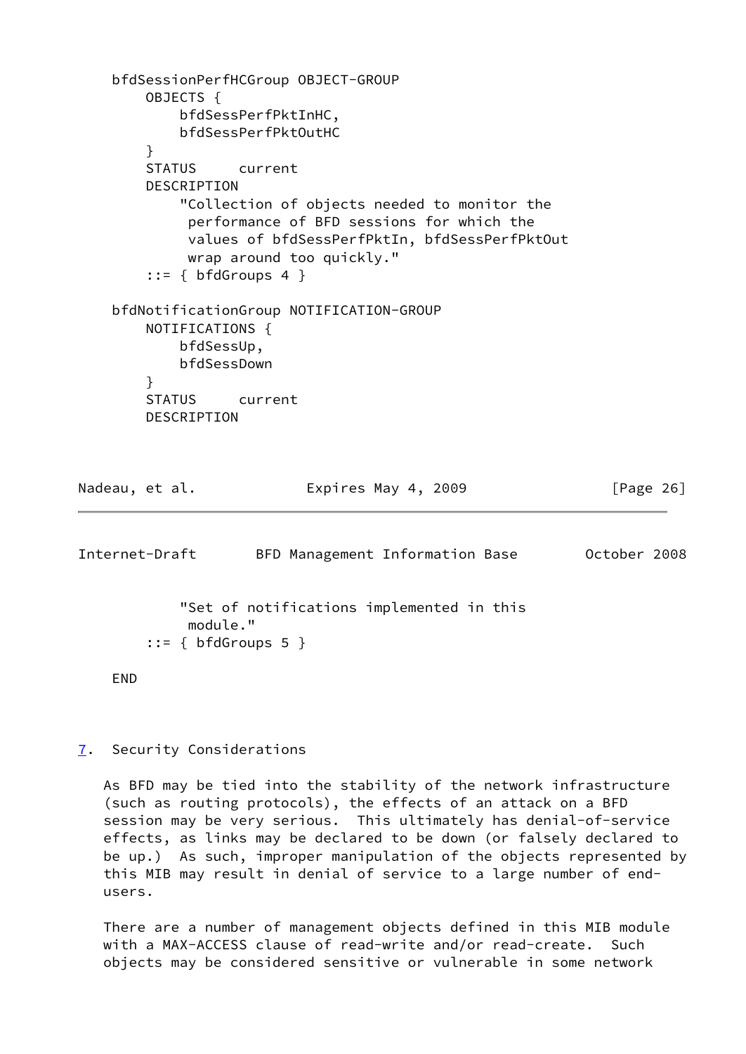```
bfdSessionPerfHCGroup OBJECT-GROUP
    OBJECTS {
        bfdSessPerfPktInHC,
        bfdSessPerfPktOutHC
    }
    STATUS     current
    DESCRIPTION
        "Collection of objects needed to monitor the
         performance of BFD sessions for which the
         values of bfdSessPerfPktIn, bfdSessPerfPktOut
         wrap around too quickly."
    ::= { bfdGroups 4 }

bfdNotificationGroup NOTIFICATION-GROUP
    NOTIFICATIONS {
        bfdSessUp,
        bfdSessDown
    }
    STATUS     current
    DESCRIPTION
        "Set of notifications implemented in this
         module."
    ::= { bfdGroups 5 }

END
```

## 7. Security Considerations

As BFD may be tied into the stability of the network infrastructure (such as routing protocols), the effects of an attack on a BFD session may be very serious. This ultimately has denial-of-service effects, as links may be declared to be down (or falsely declared to be up.) As such, improper manipulation of the objects represented by this MIB may result in denial of service to a large number of end-users.

There are a number of management objects defined in this MIB module with a MAX-ACCESS clause of read-write and/or read-create. Such objects may be considered sensitive or vulnerable in some network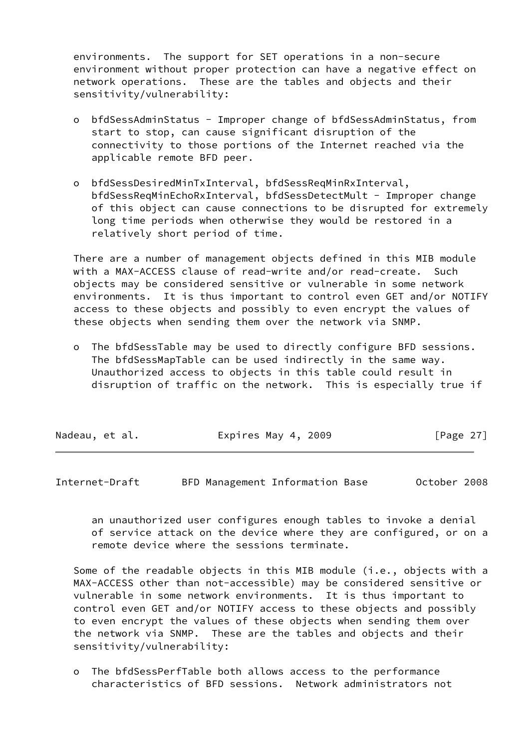environments. The support for SET operations in a non-secure environment without proper protection can have a negative effect on network operations. These are the tables and objects and their sensitivity/vulnerability:

- bfdSessAdminStatus - Improper change of bfdSessAdminStatus, from start to stop, can cause significant disruption of the connectivity to those portions of the Internet reached via the applicable remote BFD peer.

- bfdSessDesiredMinTxInterval, bfdSessReqMinRxInterval, bfdSessReqMinEchoRxInterval, bfdSessDetectMult - Improper change of this object can cause connections to be disrupted for extremely long time periods when otherwise they would be restored in a relatively short period of time.

There are a number of management objects defined in this MIB module with a MAX-ACCESS clause of read-write and/or read-create. Such objects may be considered sensitive or vulnerable in some network environments. It is thus important to control even GET and/or NOTIFY access to these objects and possibly to even encrypt the values of these objects when sending them over the network via SNMP.

- The bfdSessTable may be used to directly configure BFD sessions. The bfdSessMapTable can be used indirectly in the same way. Unauthorized access to objects in this table could result in disruption of traffic on the network. This is especially true if an unauthorized user configures enough tables to invoke a denial of service attack on the device where they are configured, or on a remote device where the sessions terminate.

Some of the readable objects in this MIB module (i.e., objects with a MAX-ACCESS other than not-accessible) may be considered sensitive or vulnerable in some network environments. It is thus important to control even GET and/or NOTIFY access to these objects and possibly to even encrypt the values of these objects when sending them over the network via SNMP. These are the tables and objects and their sensitivity/vulnerability:

- The bfdSessPerfTable both allows access to the performance characteristics of BFD sessions. Network administrators not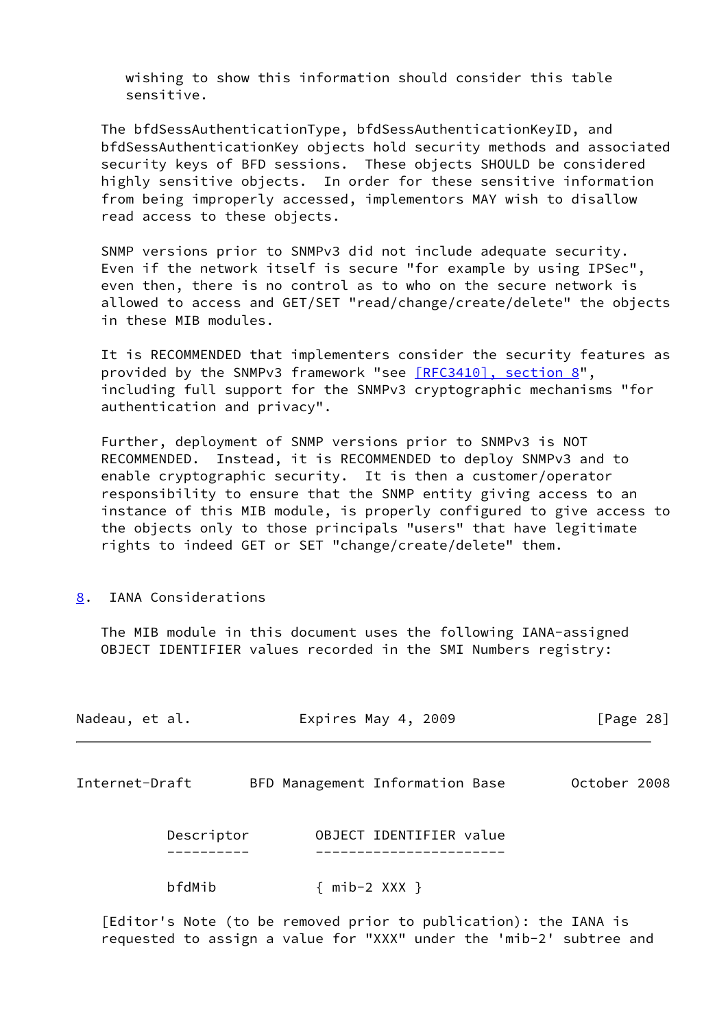wishing to show this information should consider this table sensitive.

The bfdSessAuthenticationType, bfdSessAuthenticationKeyID, and bfdSessAuthenticationKey objects hold security methods and associated security keys of BFD sessions. These objects SHOULD be considered highly sensitive objects. In order for these sensitive information from being improperly accessed, implementors MAY wish to disallow read access to these objects.

SNMP versions prior to SNMPv3 did not include adequate security. Even if the network itself is secure "for example by using IPSec", even then, there is no control as to who on the secure network is allowed to access and GET/SET "read/change/create/delete" the objects in these MIB modules.

It is RECOMMENDED that implementers consider the security features as provided by the SNMPv3 framework "see [RFC3410], section 8", including full support for the SNMPv3 cryptographic mechanisms "for authentication and privacy".

Further, deployment of SNMP versions prior to SNMPv3 is NOT RECOMMENDED. Instead, it is RECOMMENDED to deploy SNMPv3 and to enable cryptographic security. It is then a customer/operator responsibility to ensure that the SNMP entity giving access to an instance of this MIB module, is properly configured to give access to the objects only to those principals "users" that have legitimate rights to indeed GET or SET "change/create/delete" them.

## 8. IANA Considerations

The MIB module in this document uses the following IANA-assigned OBJECT IDENTIFIER values recorded in the SMI Numbers registry:

| Descriptor | OBJECT IDENTIFIER value |
|---|---|
| bfdMib | { mib-2 XXX } |

[Editor's Note (to be removed prior to publication): the IANA is requested to assign a value for "XXX" under the 'mib-2' subtree and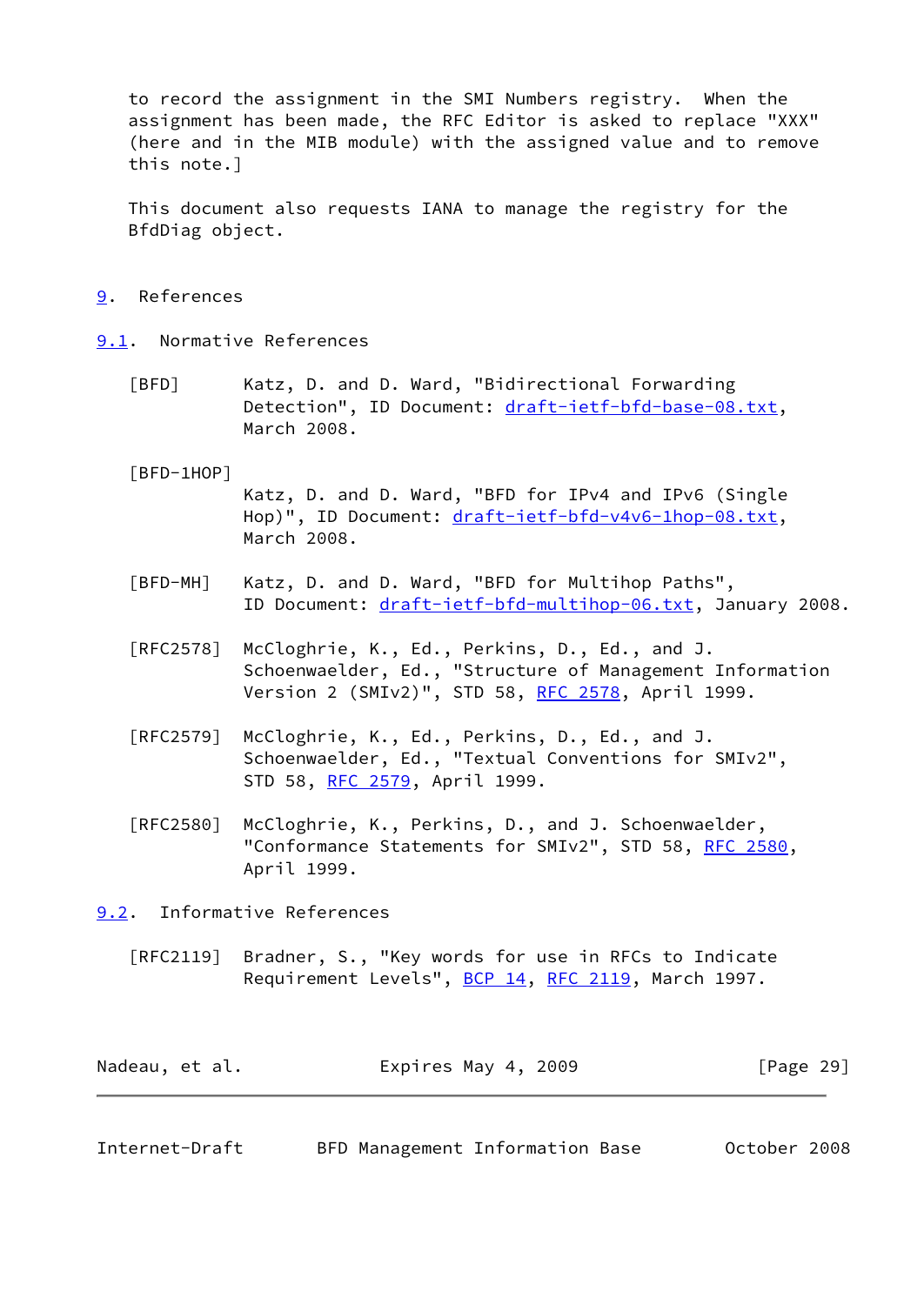to record the assignment in the SMI Numbers registry. When the assignment has been made, the RFC Editor is asked to replace "XXX" (here and in the MIB module) with the assigned value and to remove this note.]

This document also requests IANA to manage the registry for the BfdDiag object.

## 9. References

### 9.1. Normative References

[BFD] Katz, D. and D. Ward, "Bidirectional Forwarding Detection", ID Document: draft-ietf-bfd-base-08.txt, March 2008.

[BFD-1HOP] Katz, D. and D. Ward, "BFD for IPv4 and IPv6 (Single Hop)", ID Document: draft-ietf-bfd-v4v6-1hop-08.txt, March 2008.

[BFD-MH] Katz, D. and D. Ward, "BFD for Multihop Paths", ID Document: draft-ietf-bfd-multihop-06.txt, January 2008.

[RFC2578] McCloghrie, K., Ed., Perkins, D., Ed., and J. Schoenwaelder, Ed., "Structure of Management Information Version 2 (SMIv2)", STD 58, RFC 2578, April 1999.

[RFC2579] McCloghrie, K., Ed., Perkins, D., Ed., and J. Schoenwaelder, Ed., "Textual Conventions for SMIv2", STD 58, RFC 2579, April 1999.

[RFC2580] McCloghrie, K., Perkins, D., and J. Schoenwaelder, "Conformance Statements for SMIv2", STD 58, RFC 2580, April 1999.

### 9.2. Informative References

[RFC2119] Bradner, S., "Key words for use in RFCs to Indicate Requirement Levels", BCP 14, RFC 2119, March 1997.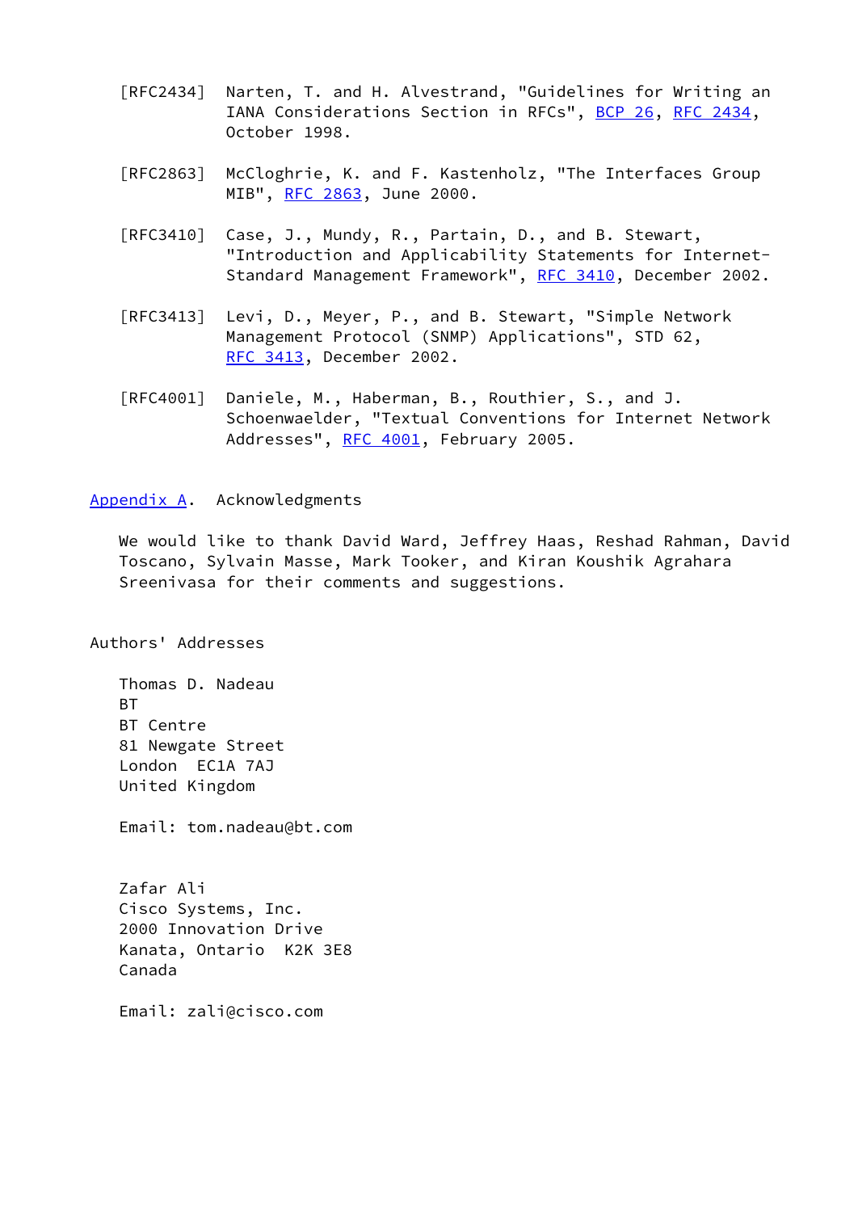[RFC2434] Narten, T. and H. Alvestrand, "Guidelines for Writing an IANA Considerations Section in RFCs", BCP 26, RFC 2434, October 1998.

[RFC2863] McCloghrie, K. and F. Kastenholz, "The Interfaces Group MIB", RFC 2863, June 2000.

[RFC3410] Case, J., Mundy, R., Partain, D., and B. Stewart, "Introduction and Applicability Statements for Internet-Standard Management Framework", RFC 3410, December 2002.

[RFC3413] Levi, D., Meyer, P., and B. Stewart, "Simple Network Management Protocol (SNMP) Applications", STD 62, RFC 3413, December 2002.

[RFC4001] Daniele, M., Haberman, B., Routhier, S., and J. Schoenwaelder, "Textual Conventions for Internet Network Addresses", RFC 4001, February 2005.

## Appendix A. Acknowledgments

We would like to thank David Ward, Jeffrey Haas, Reshad Rahman, David Toscano, Sylvain Masse, Mark Tooker, and Kiran Koushik Agrahara Sreenivasa for their comments and suggestions.

## Authors' Addresses

Thomas D. Nadeau
BT
BT Centre
81 Newgate Street
London EC1A 7AJ
United Kingdom

Email: tom.nadeau@bt.com

Zafar Ali
Cisco Systems, Inc.
2000 Innovation Drive
Kanata, Ontario K2K 3E8
Canada

Email: zali@cisco.com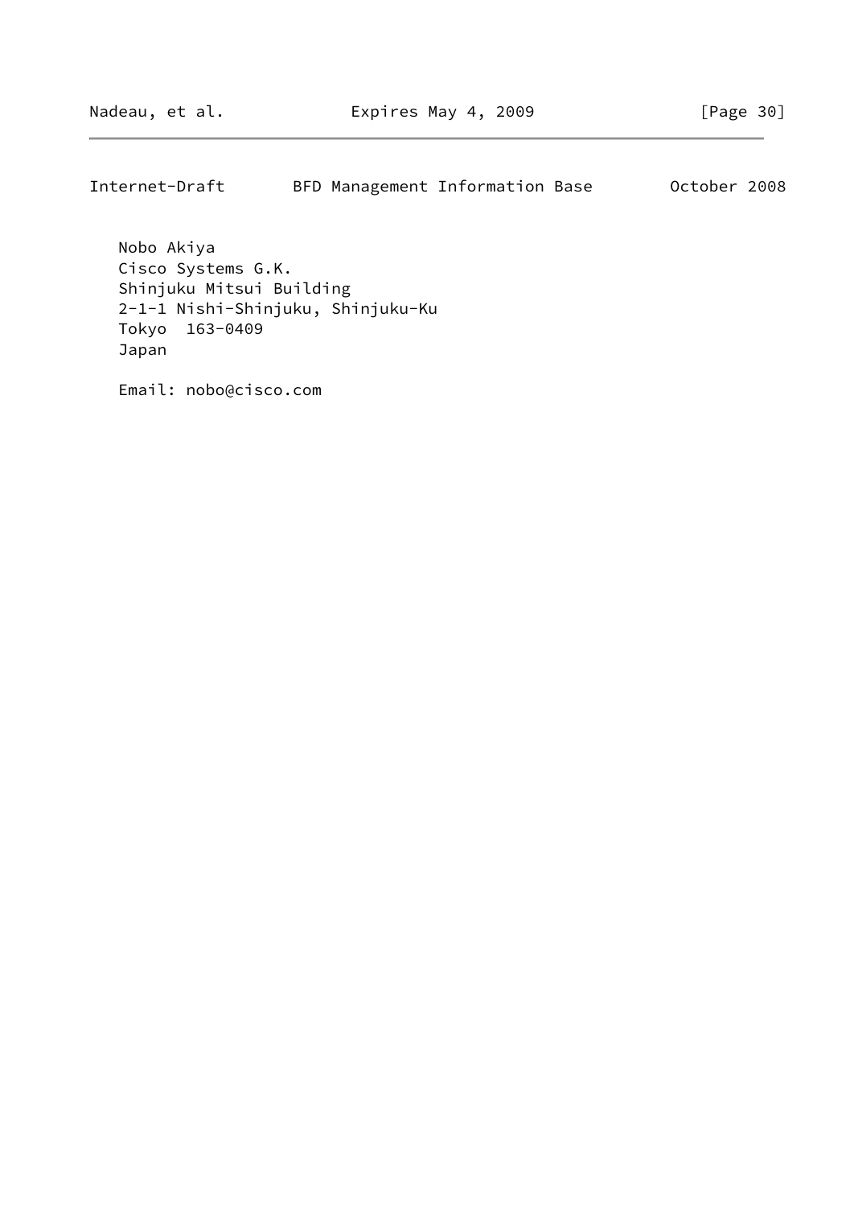Nobo Akiya
Cisco Systems G.K.
Shinjuku Mitsui Building
2-1-1 Nishi-Shinjuku, Shinjuku-Ku
Tokyo  163-0409
Japan

Email: nobo@cisco.com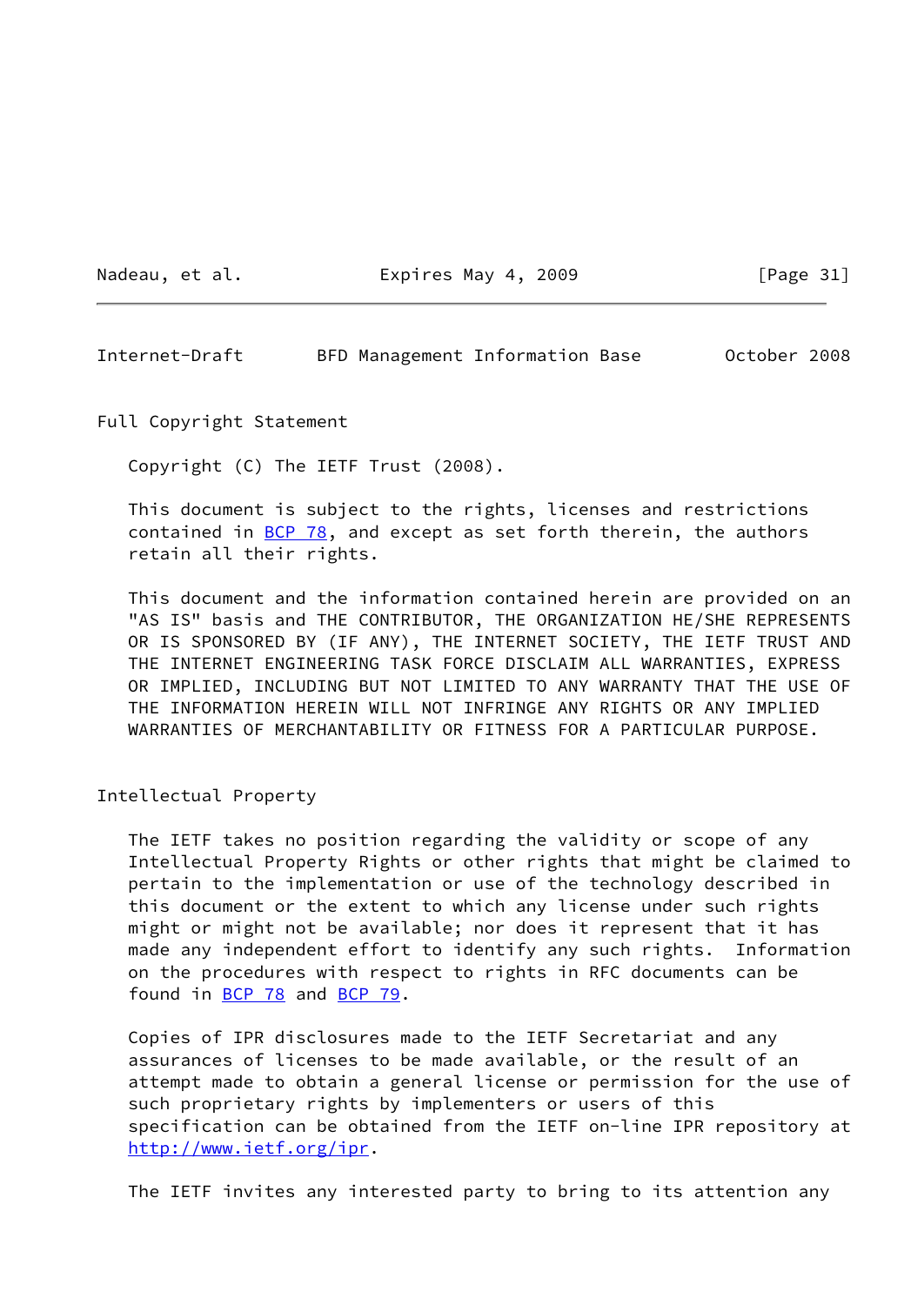## Full Copyright Statement

Copyright (C) The IETF Trust (2008).

This document is subject to the rights, licenses and restrictions contained in BCP 78, and except as set forth therein, the authors retain all their rights.

This document and the information contained herein are provided on an "AS IS" basis and THE CONTRIBUTOR, THE ORGANIZATION HE/SHE REPRESENTS OR IS SPONSORED BY (IF ANY), THE INTERNET SOCIETY, THE IETF TRUST AND THE INTERNET ENGINEERING TASK FORCE DISCLAIM ALL WARRANTIES, EXPRESS OR IMPLIED, INCLUDING BUT NOT LIMITED TO ANY WARRANTY THAT THE USE OF THE INFORMATION HEREIN WILL NOT INFRINGE ANY RIGHTS OR ANY IMPLIED WARRANTIES OF MERCHANTABILITY OR FITNESS FOR A PARTICULAR PURPOSE.

## Intellectual Property

The IETF takes no position regarding the validity or scope of any Intellectual Property Rights or other rights that might be claimed to pertain to the implementation or use of the technology described in this document or the extent to which any license under such rights might or might not be available; nor does it represent that it has made any independent effort to identify any such rights. Information on the procedures with respect to rights in RFC documents can be found in BCP 78 and BCP 79.

Copies of IPR disclosures made to the IETF Secretariat and any assurances of licenses to be made available, or the result of an attempt made to obtain a general license or permission for the use of such proprietary rights by implementers or users of this specification can be obtained from the IETF on-line IPR repository at http://www.ietf.org/ipr.

The IETF invites any interested party to bring to its attention any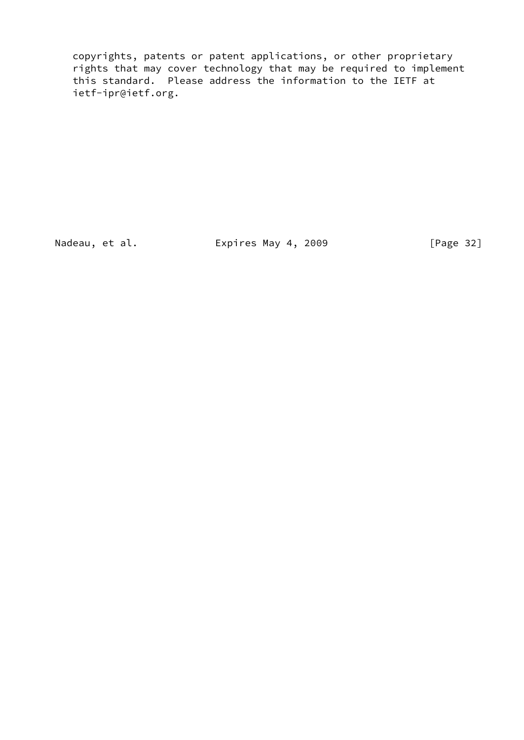copyrights, patents or patent applications, or other proprietary rights that may cover technology that may be required to implement this standard. Please address the information to the IETF at ietf-ipr@ietf.org.